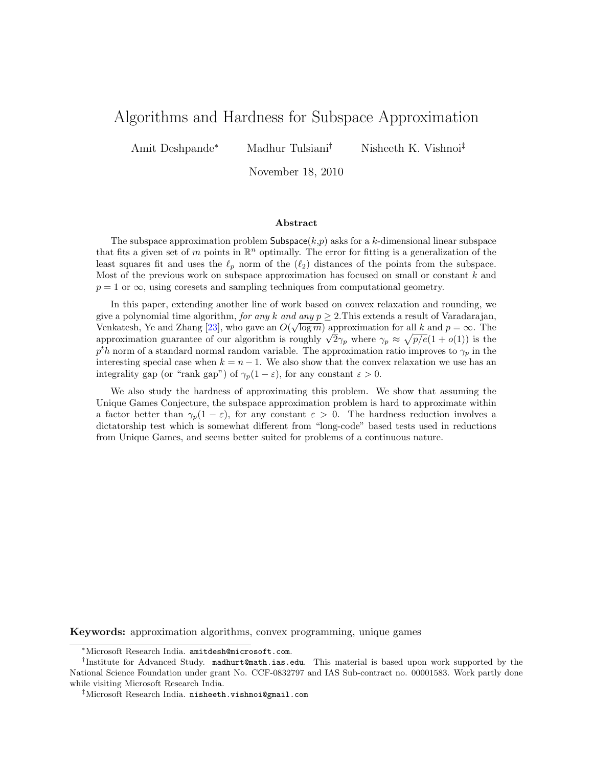# Algorithms and Hardness for Subspace Approximation

Amit Deshpande[*] Madhur Tulsiani[†] Nisheeth K. Vishnoi[‡]

November 18, 2010

### Abstract

The subspace approximation problem $\mathsf{Subspace}(k,p)$ asks for a $k$-dimensional linear subspace that fits a given set of $m$ points in $\mathbb{R}^n$ optimally. The error for fitting is a generalization of the least squares fit and uses the $\ell_p$ norm of the $(\ell_2)$ distances of the points from the subspace. Most of the previous work on subspace approximation has focused on small or constant $k$ and $p = 1$ or $\infty$, using coresets and sampling techniques from computational geometry.

In this paper, extending another line of work based on convex relaxation and rounding, we give a polynomial time algorithm, *for any $k$ and any $p \geq 2$*.This extends a result of Varadarajan, Venkatesh, Ye and Zhang [23], who gave an $O(\sqrt{\log m})$ approximation for all $k$ and $p = \infty$. The approximation guarantee of our algorithm is roughly $\sqrt{2}\gamma_p$ where $\gamma_p \approx \sqrt{p/e}(1 + o(1))$ is the $p^th$ norm of a standard normal random variable. The approximation ratio improves to $\gamma_p$ in the interesting special case when $k = n - 1$. We also show that the convex relaxation we use has an integrality gap (or "rank gap") of $\gamma_p(1 - \varepsilon)$, for any constant $\varepsilon > 0$.

We also study the hardness of approximating this problem. We show that assuming the Unique Games Conjecture, the subspace approximation problem is hard to approximate within a factor better than $\gamma_p(1 - \varepsilon)$, for any constant $\varepsilon > 0$. The hardness reduction involves a dictatorship test which is somewhat different from "long-code" based tests used in reductions from Unique Games, and seems better suited for problems of a continuous nature.

**Keywords:** approximation algorithms, convex programming, unique games

[*] Microsoft Research India. amitdesh@microsoft.com.

[†] Institute for Advanced Study. madhurt@math.ias.edu. This material is based upon work supported by the National Science Foundation under grant No. CCF-0832797 and IAS Sub-contract no. 00001583. Work partly done while visiting Microsoft Research India.

[‡] Microsoft Research India. nisheeth.vishnoi@gmail.com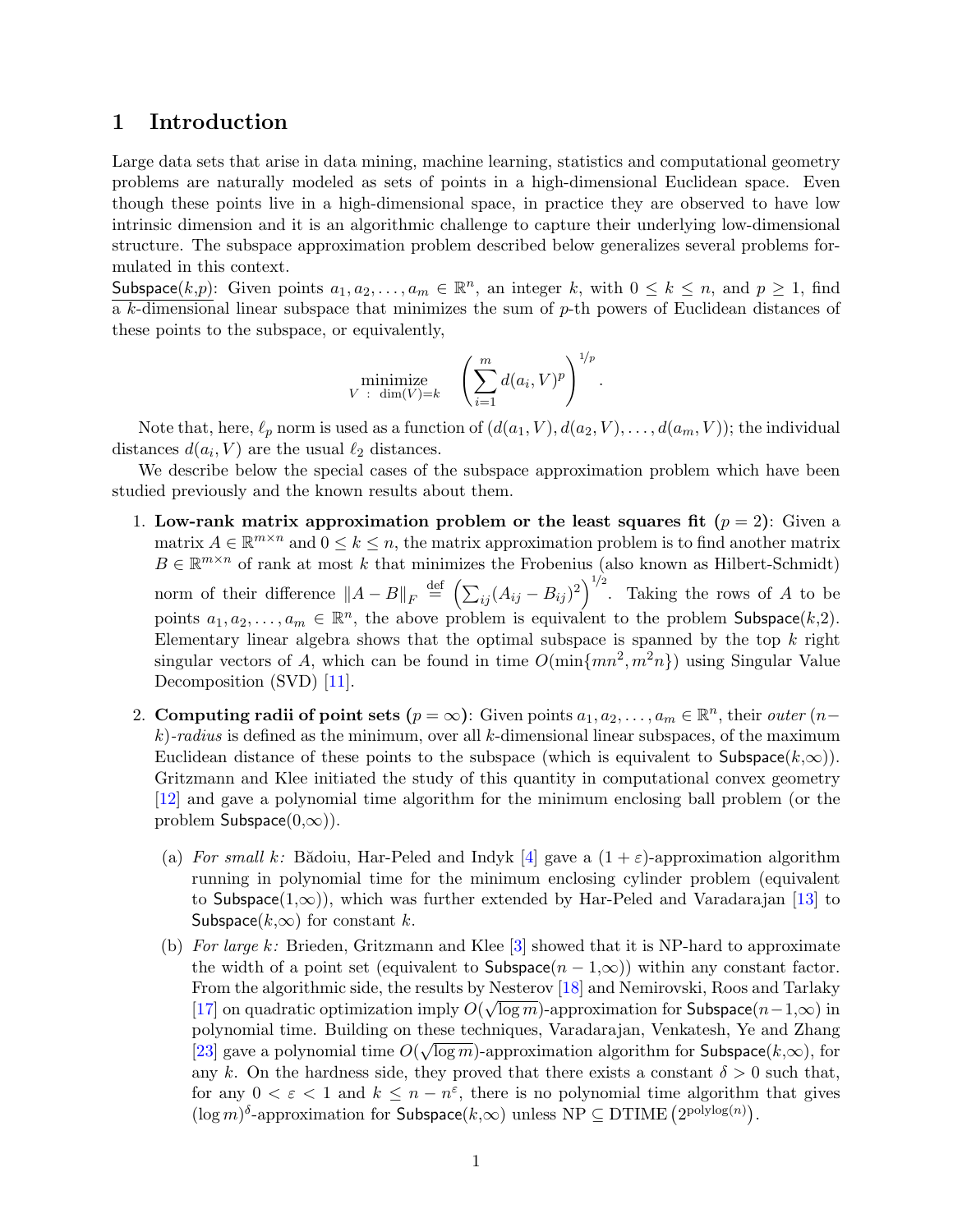## 1 Introduction

Large data sets that arise in data mining, machine learning, statistics and computational geometry problems are naturally modeled as sets of points in a high-dimensional Euclidean space. Even though these points live in a high-dimensional space, in practice they are observed to have low intrinsic dimension and it is an algorithmic challenge to capture their underlying low-dimensional structure. The subspace approximation problem described below generalizes several problems formulated in this context.

Subspace($k$,$p$): Given points $a_1, a_2, \ldots, a_m \in \mathbb{R}^n$, an integer $k$, with $0 \leq k \leq n$, and $p \geq 1$, find a $k$-dimensional linear subspace that minimizes the sum of $p$-th powers of Euclidean distances of these points to the subspace, or equivalently,

$$\underset{V \ : \ \dim(V)=k}{\text{minimize}} \quad \left( \sum_{i=1}^{m} d(a_i, V)^p \right)^{1/p}.$$

Note that, here, $\ell_p$ norm is used as a function of $(d(a_1, V), d(a_2, V), \ldots, d(a_m, V))$; the individual distances $d(a_i, V)$ are the usual $\ell_2$ distances.

We describe below the special cases of the subspace approximation problem which have been studied previously and the known results about them.

1. **Low-rank matrix approximation problem or the least squares fit ($p = 2$):** Given a matrix $A \in \mathbb{R}^{m \times n}$ and $0 \leq k \leq n$, the matrix approximation problem is to find another matrix $B \in \mathbb{R}^{m \times n}$ of rank at most $k$ that minimizes the Frobenius (also known as Hilbert-Schmidt) norm of their difference $\|A - B\|_F \stackrel{\text{def}}{=} \left( \sum_{ij} (A_{ij} - B_{ij})^2 \right)^{1/2}$. Taking the rows of $A$ to be points $a_1, a_2, \ldots, a_m \in \mathbb{R}^n$, the above problem is equivalent to the problem Subspace($k$,2). Elementary linear algebra shows that the optimal subspace is spanned by the top $k$ right singular vectors of $A$, which can be found in time $O(\min\{mn^2, m^2n\})$ using Singular Value Decomposition (SVD) [11].

2. **Computing radii of point sets ($p = \infty$):** Given points $a_1, a_2, \ldots, a_m \in \mathbb{R}^n$, their *outer* $(n-k)$*-radius* is defined as the minimum, over all $k$-dimensional linear subspaces, of the maximum Euclidean distance of these points to the subspace (which is equivalent to Subspace($k$,$\infty$)). Gritzmann and Klee initiated the study of this quantity in computational convex geometry [12] and gave a polynomial time algorithm for the minimum enclosing ball problem (or the problem Subspace($0$,$\infty$)).

   (a) *For small $k$:* Bădoiu, Har-Peled and Indyk [4] gave a $(1 + \varepsilon)$-approximation algorithm running in polynomial time for the minimum enclosing cylinder problem (equivalent to Subspace($1$,$\infty$)), which was further extended by Har-Peled and Varadarajan [13] to Subspace($k$,$\infty$) for constant $k$.

   (b) *For large $k$:* Brieden, Gritzmann and Klee [3] showed that it is NP-hard to approximate the width of a point set (equivalent to Subspace($n-1$,$\infty$)) within any constant factor. From the algorithmic side, the results by Nesterov [18] and Nemirovski, Roos and Tarlaky [17] on quadratic optimization imply $O(\sqrt{\log m})$-approximation for Subspace($n-1$,$\infty$) in polynomial time. Building on these techniques, Varadarajan, Venkatesh, Ye and Zhang [23] gave a polynomial time $O(\sqrt{\log m})$-approximation algorithm for Subspace($k$,$\infty$), for any $k$. On the hardness side, they proved that there exists a constant $\delta > 0$ such that, for any $0 < \varepsilon < 1$ and $k \leq n - n^{\varepsilon}$, there is no polynomial time algorithm that gives $(\log m)^{\delta}$-approximation for Subspace($k$,$\infty$) unless NP $\subseteq$ DTIME $\left(2^{\text{polylog}(n)}\right)$.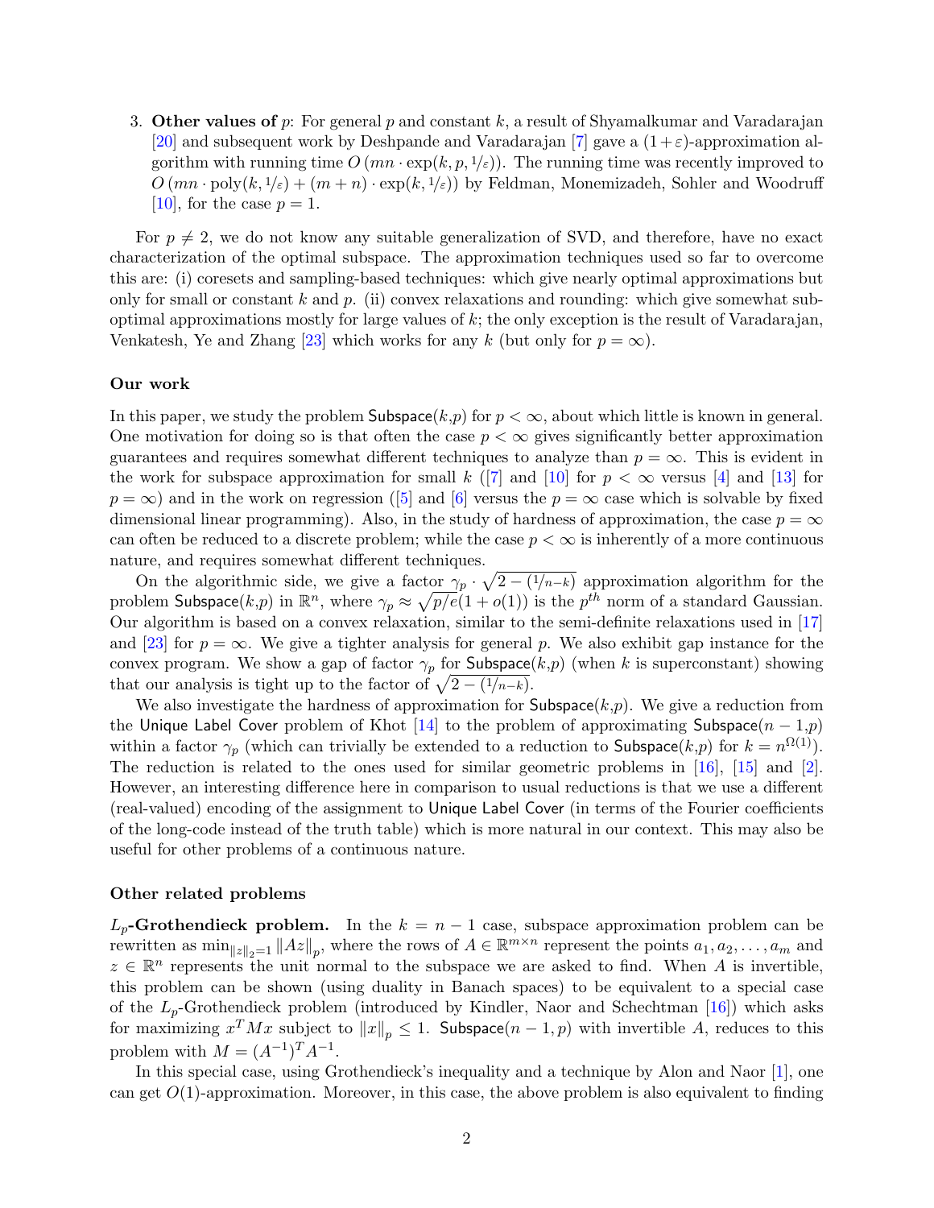3. **Other values of** $p$: For general $p$ and constant $k$, a result of Shyamalkumar and Varadarajan [20] and subsequent work by Deshpande and Varadarajan [7] gave a $(1+\varepsilon)$-approximation algorithm with running time $O\left(mn \cdot \exp(k, p, 1/\varepsilon)\right)$. The running time was recently improved to $O\left(mn \cdot \mathrm{poly}(k, 1/\varepsilon) + (m+n) \cdot \exp(k, 1/\varepsilon)\right)$ by Feldman, Monemizadeh, Sohler and Woodruff [10], for the case $p = 1$.

For $p \neq 2$, we do not know any suitable generalization of SVD, and therefore, have no exact characterization of the optimal subspace. The approximation techniques used so far to overcome this are: (i) coresets and sampling-based techniques: which give nearly optimal approximations but only for small or constant $k$ and $p$. (ii) convex relaxations and rounding: which give somewhat sub-optimal approximations mostly for large values of $k$; the only exception is the result of Varadarajan, Venkatesh, Ye and Zhang [23] which works for any $k$ (but only for $p = \infty$).

### Our work

In this paper, we study the problem Subspace($k$,$p$) for $p < \infty$, about which little is known in general. One motivation for doing so is that often the case $p < \infty$ gives significantly better approximation guarantees and requires somewhat different techniques to analyze than $p = \infty$. This is evident in the work for subspace approximation for small $k$ ([7] and [10] for $p < \infty$ versus [4] and [13] for $p = \infty$) and in the work on regression ([5] and [6] versus the $p = \infty$ case which is solvable by fixed dimensional linear programming). Also, in the study of hardness of approximation, the case $p = \infty$ can often be reduced to a discrete problem; while the case $p < \infty$ is inherently of a more continuous nature, and requires somewhat different techniques.

On the algorithmic side, we give a factor $\gamma_p \cdot \sqrt{2 - (1/n-k)}$ approximation algorithm for the problem Subspace($k$,$p$) in $\mathbb{R}^n$, where $\gamma_p \approx \sqrt{p/e}(1 + o(1))$ is the $p^{th}$ norm of a standard Gaussian. Our algorithm is based on a convex relaxation, similar to the semi-definite relaxations used in [17] and [23] for $p = \infty$. We give a tighter analysis for general $p$. We also exhibit gap instance for the convex program. We show a gap of factor $\gamma_p$ for Subspace($k$,$p$) (when $k$ is superconstant) showing that our analysis is tight up to the factor of $\sqrt{2 - (1/n-k)}$.

We also investigate the hardness of approximation for Subspace($k$,$p$). We give a reduction from the Unique Label Cover problem of Khot [14] to the problem of approximating Subspace($n-1$,$p$) within a factor $\gamma_p$ (which can trivially be extended to a reduction to Subspace($k$,$p$) for $k = n^{\Omega(1)}$). The reduction is related to the ones used for similar geometric problems in [16], [15] and [2]. However, an interesting difference here in comparison to usual reductions is that we use a different (real-valued) encoding of the assignment to Unique Label Cover (in terms of the Fourier coefficients of the long-code instead of the truth table) which is more natural in our context. This may also be useful for other problems of a continuous nature.

### Other related problems

**$L_p$-Grothendieck problem.** In the $k = n-1$ case, subspace approximation problem can be rewritten as $\min_{\|z\|_2=1} \|Az\|_p$, where the rows of $A \in \mathbb{R}^{m \times n}$ represent the points $a_1, a_2, \ldots, a_m$ and $z \in \mathbb{R}^n$ represents the unit normal to the subspace we are asked to find. When $A$ is invertible, this problem can be shown (using duality in Banach spaces) to be equivalent to a special case of the $L_p$-Grothendieck problem (introduced by Kindler, Naor and Schechtman [16]) which asks for maximizing $x^T M x$ subject to $\|x\|_p \leq 1$. Subspace($n-1$,$p$) with invertible $A$, reduces to this problem with $M = (A^{-1})^T A^{-1}$.

In this special case, using Grothendieck's inequality and a technique by Alon and Naor [1], one can get $O(1)$-approximation. Moreover, in this case, the above problem is also equivalent to finding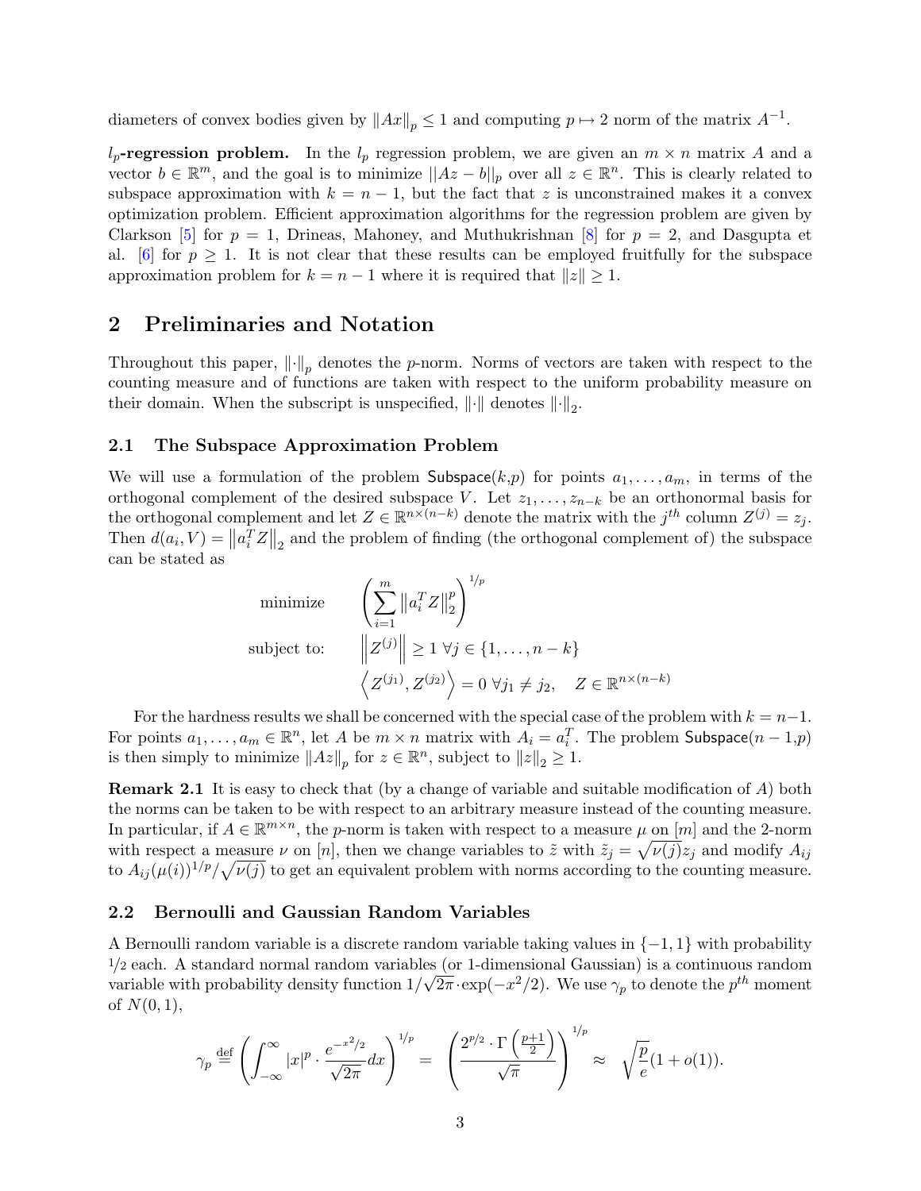diameters of convex bodies given by $\|Ax\|_p \le 1$ and computing $p \mapsto 2$ norm of the matrix $A^{-1}$.

**$l_p$-regression problem.** In the $l_p$ regression problem, we are given an $m \times n$ matrix $A$ and a vector $b \in \mathbb{R}^m$, and the goal is to minimize $||Az - b||_p$ over all $z \in \mathbb{R}^n$. This is clearly related to subspace approximation with $k = n-1$, but the fact that $z$ is unconstrained makes it a convex optimization problem. Efficient approximation algorithms for the regression problem are given by Clarkson [5] for $p = 1$, Drineas, Mahoney, and Muthukrishnan [8] for $p = 2$, and Dasgupta et al. [6] for $p \ge 1$. It is not clear that these results can be employed fruitfully for the subspace approximation problem for $k = n-1$ where it is required that $\|z\| \ge 1$.

## 2 Preliminaries and Notation

Throughout this paper, $\|\cdot\|_p$ denotes the $p$-norm. Norms of vectors are taken with respect to the counting measure and of functions are taken with respect to the uniform probability measure on their domain. When the subscript is unspecified, $\|\cdot\|$ denotes $\|\cdot\|_2$.

### 2.1 The Subspace Approximation Problem

We will use a formulation of the problem $\mathsf{Subspace}(k,p)$ for points $a_1, \ldots, a_m$, in terms of the orthogonal complement of the desired subspace $V$. Let $z_1, \ldots, z_{n-k}$ be an orthonormal basis for the orthogonal complement and let $Z \in \mathbb{R}^{n \times (n-k)}$ denote the matrix with the $j^{th}$ column $Z^{(j)} = z_j$. Then $d(a_i, V) = \left\|a_i^T Z\right\|_2$ and the problem of finding (the orthogonal complement of) the subspace can be stated as

$$\begin{aligned} \text{minimize} \qquad & \left(\sum_{i=1}^{m} \left\|a_i^T Z\right\|_2^p\right)^{1/p} \\ \text{subject to:} \qquad & \left\|Z^{(j)}\right\| \ge 1 \ \forall j \in \{1, \ldots, n-k\} \\ & \left\langle Z^{(j_1)}, Z^{(j_2)} \right\rangle = 0 \ \forall j_1 \ne j_2, \quad Z \in \mathbb{R}^{n \times (n-k)} \end{aligned}$$

For the hardness results we shall be concerned with the special case of the problem with $k = n-1$. For points $a_1, \ldots, a_m \in \mathbb{R}^n$, let $A$ be $m \times n$ matrix with $A_i = a_i^T$. The problem $\mathsf{Subspace}(n-1,p)$ is then simply to minimize $\|Az\|_p$ for $z \in \mathbb{R}^n$, subject to $\|z\|_2 \ge 1$.

**Remark 2.1** It is easy to check that (by a change of variable and suitable modification of $A$) both the norms can be taken to be with respect to an arbitrary measure instead of the counting measure. In particular, if $A \in \mathbb{R}^{m \times n}$, the $p$-norm is taken with respect to a measure $\mu$ on $[m]$ and the 2-norm with respect a measure $\nu$ on $[n]$, then we change variables to $\tilde{z}$ with $\tilde{z}_j = \sqrt{\nu(j)} z_j$ and modify $A_{ij}$ to $A_{ij}(\mu(i))^{1/p}/\sqrt{\nu(j)}$ to get an equivalent problem with norms according to the counting measure.

### 2.2 Bernoulli and Gaussian Random Variables

A Bernoulli random variable is a discrete random variable taking values in $\{-1, 1\}$ with probability $1/2$ each. A standard normal random variables (or 1-dimensional Gaussian) is a continuous random variable with probability density function $1/\sqrt{2\pi} \cdot \exp(-x^2/2)$. We use $\gamma_p$ to denote the $p^{th}$ moment of $N(0,1)$,

$$\gamma_p \stackrel{\text{def}}{=} \left(\int_{-\infty}^{\infty} |x|^p \cdot \frac{e^{-x^2/2}}{\sqrt{2\pi}} dx\right)^{1/p} = \left(\frac{2^{p/2} \cdot \Gamma\left(\frac{p+1}{2}\right)}{\sqrt{\pi}}\right)^{1/p} \approx \sqrt{\frac{p}{e}}(1 + o(1)).$$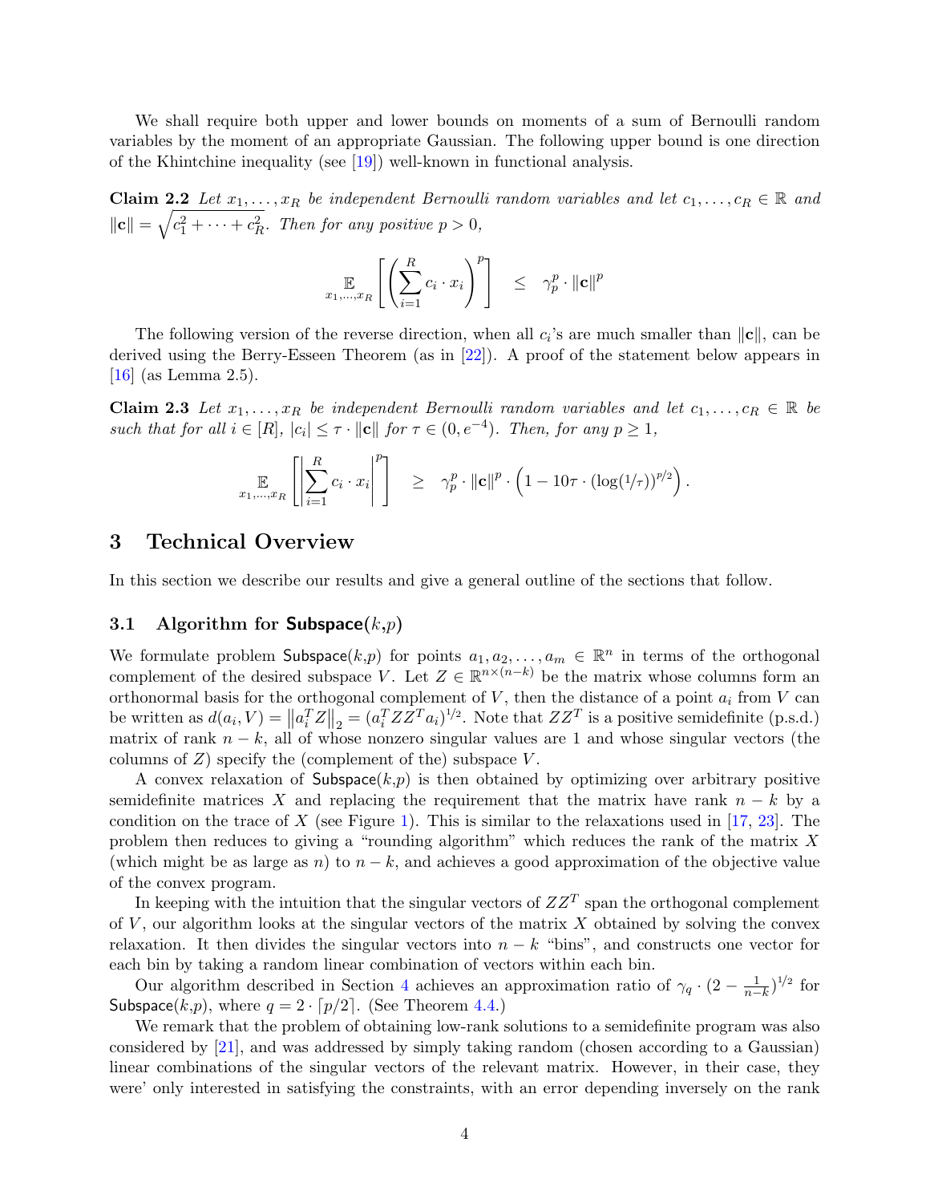We shall require both upper and lower bounds on moments of a sum of Bernoulli random variables by the moment of an appropriate Gaussian. The following upper bound is one direction of the Khintchine inequality (see [19]) well-known in functional analysis.

**Claim 2.2** *Let $x_1, \ldots, x_R$ be independent Bernoulli random variables and let $c_1, \ldots, c_R \in \mathbb{R}$ and $\|\mathbf{c}\| = \sqrt{c_1^2 + \cdots + c_R^2}$. Then for any positive $p > 0$,*

$$\mathop{\mathbb{E}}_{x_1,\ldots,x_R}\left[\left(\sum_{i=1}^{R} c_i \cdot x_i\right)^p\right] \quad \leq \quad \gamma_p^p \cdot \|\mathbf{c}\|^p$$

The following version of the reverse direction, when all $c_i$'s are much smaller than $\|\mathbf{c}\|$, can be derived using the Berry-Esseen Theorem (as in [22]). A proof of the statement below appears in [16] (as Lemma 2.5).

**Claim 2.3** *Let $x_1, \ldots, x_R$ be independent Bernoulli random variables and let $c_1, \ldots, c_R \in \mathbb{R}$ be such that for all $i \in [R]$, $|c_i| \leq \tau \cdot \|\mathbf{c}\|$ for $\tau \in (0, e^{-4})$. Then, for any $p \geq 1$,*

$$\mathop{\mathbb{E}}_{x_1,\ldots,x_R}\left[\left|\sum_{i=1}^{R} c_i \cdot x_i\right|^p\right] \quad \geq \quad \gamma_p^p \cdot \|\mathbf{c}\|^p \cdot \left(1 - 10\tau \cdot (\log(1/\tau))^{p/2}\right).$$

# 3 Technical Overview

In this section we describe our results and give a general outline of the sections that follow.

## 3.1 Algorithm for Subspace($k$,$p$)

We formulate problem Subspace($k$,$p$) for points $a_1, a_2, \ldots, a_m \in \mathbb{R}^n$ in terms of the orthogonal complement of the desired subspace $V$. Let $Z \in \mathbb{R}^{n \times (n-k)}$ be the matrix whose columns form an orthonormal basis for the orthogonal complement of $V$, then the distance of a point $a_i$ from $V$ can be written as $d(a_i, V) = \left\|a_i^T Z\right\|_2 = (a_i^T Z Z^T a_i)^{1/2}$. Note that $ZZ^T$ is a positive semidefinite (p.s.d.) matrix of rank $n-k$, all of whose nonzero singular values are 1 and whose singular vectors (the columns of $Z$) specify (the complement of the) subspace $V$.

A convex relaxation of Subspace($k$,$p$) is then obtained by optimizing over arbitrary positive semidefinite matrices $X$ and replacing the requirement that the matrix have rank $n-k$ by a condition on the trace of $X$ (see Figure 1). This is similar to the relaxations used in [17, 23]. The problem then reduces to giving a "rounding algorithm" which reduces the rank of the matrix $X$ (which might be as large as $n$) to $n-k$, and achieves a good approximation of the objective value of the convex program.

In keeping with the intuition that the singular vectors of $ZZ^T$ span the orthogonal complement of $V$, our algorithm looks at the singular vectors of the matrix $X$ obtained by solving the convex relaxation. It then divides the singular vectors into $n-k$ "bins", and constructs one vector for each bin by taking a random linear combination of vectors within each bin.

Our algorithm described in Section 4 achieves an approximation ratio of $\gamma_q \cdot (2 - \frac{1}{n-k})^{1/2}$ for Subspace($k$,$p$), where $q = 2 \cdot \lceil p/2 \rceil$. (See Theorem 4.4.)

We remark that the problem of obtaining low-rank solutions to a semidefinite program was also considered by [21], and was addressed by simply taking random (chosen according to a Gaussian) linear combinations of the singular vectors of the relevant matrix. However, in their case, they were' only interested in satisfying the constraints, with an error depending inversely on the rank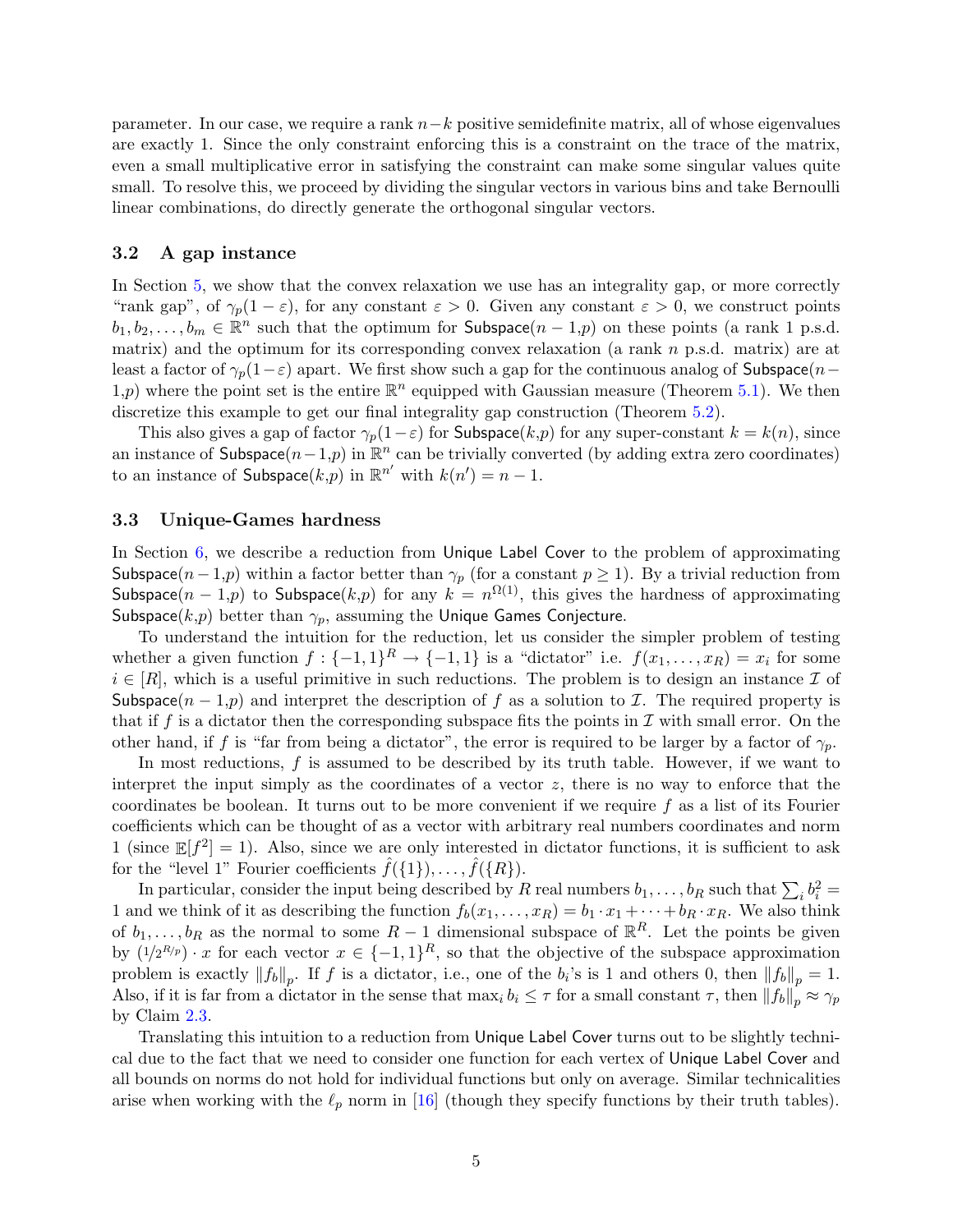parameter. In our case, we require a rank $n-k$ positive semidefinite matrix, all of whose eigenvalues are exactly 1. Since the only constraint enforcing this is a constraint on the trace of the matrix, even a small multiplicative error in satisfying the constraint can make some singular values quite small. To resolve this, we proceed by dividing the singular vectors in various bins and take Bernoulli linear combinations, do directly generate the orthogonal singular vectors.

### 3.2 A gap instance

In Section 5, we show that the convex relaxation we use has an integrality gap, or more correctly "rank gap", of $\gamma_p(1-\varepsilon)$, for any constant $\varepsilon > 0$. Given any constant $\varepsilon > 0$, we construct points $b_1, b_2, \ldots, b_m \in \mathbb{R}^n$ such that the optimum for $\mathsf{Subspace}(n-1,p)$ on these points (a rank 1 p.s.d. matrix) and the optimum for its corresponding convex relaxation (a rank $n$ p.s.d. matrix) are at least a factor of $\gamma_p(1-\varepsilon)$ apart. We first show such a gap for the continuous analog of $\mathsf{Subspace}(n-1,p)$ where the point set is the entire $\mathbb{R}^n$ equipped with Gaussian measure (Theorem 5.1). We then discretize this example to get our final integrality gap construction (Theorem 5.2).

This also gives a gap of factor $\gamma_p(1-\varepsilon)$ for $\mathsf{Subspace}(k,p)$ for any super-constant $k = k(n)$, since an instance of $\mathsf{Subspace}(n-1,p)$ in $\mathbb{R}^n$ can be trivially converted (by adding extra zero coordinates) to an instance of $\mathsf{Subspace}(k,p)$ in $\mathbb{R}^{n'}$ with $k(n') = n-1$.

### 3.3 Unique-Games hardness

In Section 6, we describe a reduction from Unique Label Cover to the problem of approximating $\mathsf{Subspace}(n-1,p)$ within a factor better than $\gamma_p$ (for a constant $p \geq 1$). By a trivial reduction from $\mathsf{Subspace}(n-1,p)$ to $\mathsf{Subspace}(k,p)$ for any $k = n^{\Omega(1)}$, this gives the hardness of approximating $\mathsf{Subspace}(k,p)$ better than $\gamma_p$, assuming the Unique Games Conjecture.

To understand the intuition for the reduction, let us consider the simpler problem of testing whether a given function $f : \{-1,1\}^R \to \{-1,1\}$ is a "dictator" i.e. $f(x_1,\ldots,x_R) = x_i$ for some $i \in [R]$, which is a useful primitive in such reductions. The problem is to design an instance $\mathcal{I}$ of $\mathsf{Subspace}(n-1,p)$ and interpret the description of $f$ as a solution to $\mathcal{I}$. The required property is that if $f$ is a dictator then the corresponding subspace fits the points in $\mathcal{I}$ with small error. On the other hand, if $f$ is "far from being a dictator", the error is required to be larger by a factor of $\gamma_p$.

In most reductions, $f$ is assumed to be described by its truth table. However, if we want to interpret the input simply as the coordinates of a vector $z$, there is no way to enforce that the coordinates be boolean. It turns out to be more convenient if we require $f$ as a list of its Fourier coefficients which can be thought of as a vector with arbitrary real numbers coordinates and norm 1 (since $\mathbb{E}[f^2] = 1$). Also, since we are only interested in dictator functions, it is sufficient to ask for the "level 1" Fourier coefficients $\hat{f}(\{1\}),\ldots,\hat{f}(\{R\})$.

In particular, consider the input being described by $R$ real numbers $b_1,\ldots,b_R$ such that $\sum_i b_i^2 = 1$ and we think of it as describing the function $f_b(x_1,\ldots,x_R) = b_1 \cdot x_1 + \cdots + b_R \cdot x_R$. We also think of $b_1,\ldots,b_R$ as the normal to some $R-1$ dimensional subspace of $\mathbb{R}^R$. Let the points be given by $(1/2^{R/p}) \cdot x$ for each vector $x \in \{-1,1\}^R$, so that the objective of the subspace approximation problem is exactly $\|f_b\|_p$. If $f$ is a dictator, i.e., one of the $b_i$'s is 1 and others 0, then $\|f_b\|_p = 1$. Also, if it is far from a dictator in the sense that $\max_i b_i \leq \tau$ for a small constant $\tau$, then $\|f_b\|_p \approx \gamma_p$ by Claim 2.3.

Translating this intuition to a reduction from Unique Label Cover turns out to be slightly technical due to the fact that we need to consider one function for each vertex of Unique Label Cover and all bounds on norms do not hold for individual functions but only on average. Similar technicalities arise when working with the $\ell_p$ norm in [16] (though they specify functions by their truth tables).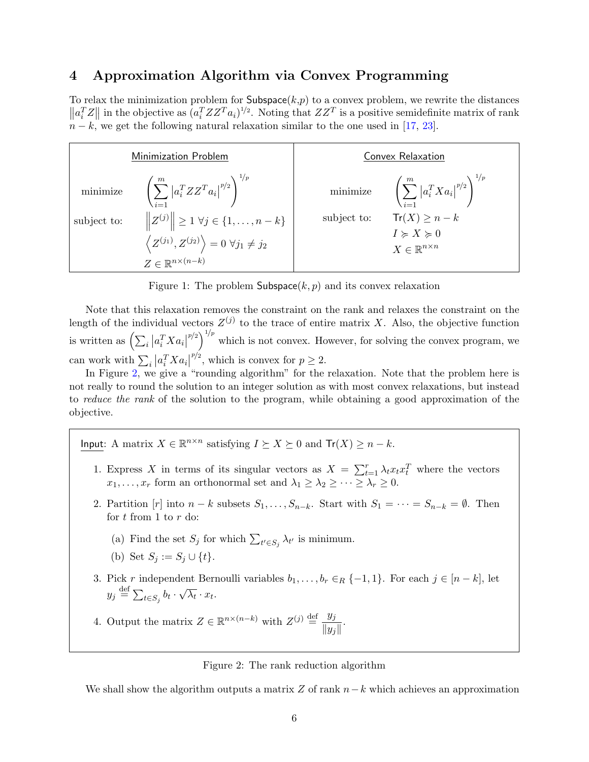## 4 Approximation Algorithm via Convex Programming

To relax the minimization problem for $\mathsf{Subspace}(k,p)$ to a convex problem, we rewrite the distances $\left\|a_i^T Z\right\|$ in the objective as $(a_i^T Z Z^T a_i)^{1/2}$. Noting that $ZZ^T$ is a positive semidefinite matrix of rank $n-k$, we get the following natural relaxation similar to the one used in [17, 23].

| Minimization Problem | Convex Relaxation |
|---|---|
| minimize $\left(\sum_{i=1}^{m} \left\|a_i^T Z Z^T a_i\right\|^{p/2}\right)^{1/p}$ | minimize $\left(\sum_{i=1}^{m} \left\|a_i^T X a_i\right\|^{p/2}\right)^{1/p}$ |
| subject to: $\left\|Z^{(j)}\right\| \geq 1 \ \forall j \in \{1,\ldots,n-k\}$ | subject to: $\mathsf{Tr}(X) \geq n-k$ |
| $\left\langle Z^{(j_1)}, Z^{(j_2)} \right\rangle = 0 \ \forall j_1 \neq j_2$ | $I \succcurlyeq X \succcurlyeq 0$ |
| $Z \in \mathbb{R}^{n \times (n-k)}$ | $X \in \mathbb{R}^{n \times n}$ |

Figure 1: The problem $\mathsf{Subspace}(k,p)$ and its convex relaxation

Note that this relaxation removes the constraint on the rank and relaxes the constraint on the length of the individual vectors $Z^{(j)}$ to the trace of entire matrix $X$. Also, the objective function is written as $\left(\sum_i \left|a_i^T X a_i\right|^{p/2}\right)^{1/p}$ which is not convex. However, for solving the convex program, we can work with $\sum_i \left|a_i^T X a_i\right|^{p/2}$, which is convex for $p \geq 2$.

In Figure 2, we give a "rounding algorithm" for the relaxation. Note that the problem here is not really to round the solution to an integer solution as with most convex relaxations, but instead to *reduce the rank* of the solution to the program, while obtaining a good approximation of the objective.

Input: A matrix $X \in \mathbb{R}^{n\times n}$ satisfying $I \succeq X \succeq 0$ and $\mathsf{Tr}(X) \geq n-k$.

1. Express $X$ in terms of its singular vectors as $X = \sum_{t=1}^{r} \lambda_t x_t x_t^T$ where the vectors $x_1, \ldots, x_r$ form an orthonormal set and $\lambda_1 \geq \lambda_2 \geq \cdots \geq \lambda_r \geq 0$.
2. Partition $[r]$ into $n-k$ subsets $S_1, \ldots, S_{n-k}$. Start with $S_1 = \cdots = S_{n-k} = \emptyset$. Then for $t$ from 1 to $r$ do:
   (a) Find the set $S_j$ for which $\sum_{t' \in S_j} \lambda_{t'}$ is minimum.
   (b) Set $S_j := S_j \cup \{t\}$.
3. Pick $r$ independent Bernoulli variables $b_1, \ldots, b_r \in_R \{-1, 1\}$. For each $j \in [n-k]$, let $y_j \stackrel{\text{def}}{=} \sum_{t \in S_j} b_t \cdot \sqrt{\lambda_t} \cdot x_t$.
4. Output the matrix $Z \in \mathbb{R}^{n\times(n-k)}$ with $Z^{(j)} \stackrel{\text{def}}{=} \dfrac{y_j}{\|y_j\|}$.

Figure 2: The rank reduction algorithm

We shall show the algorithm outputs a matrix $Z$ of rank $n-k$ which achieves an approximation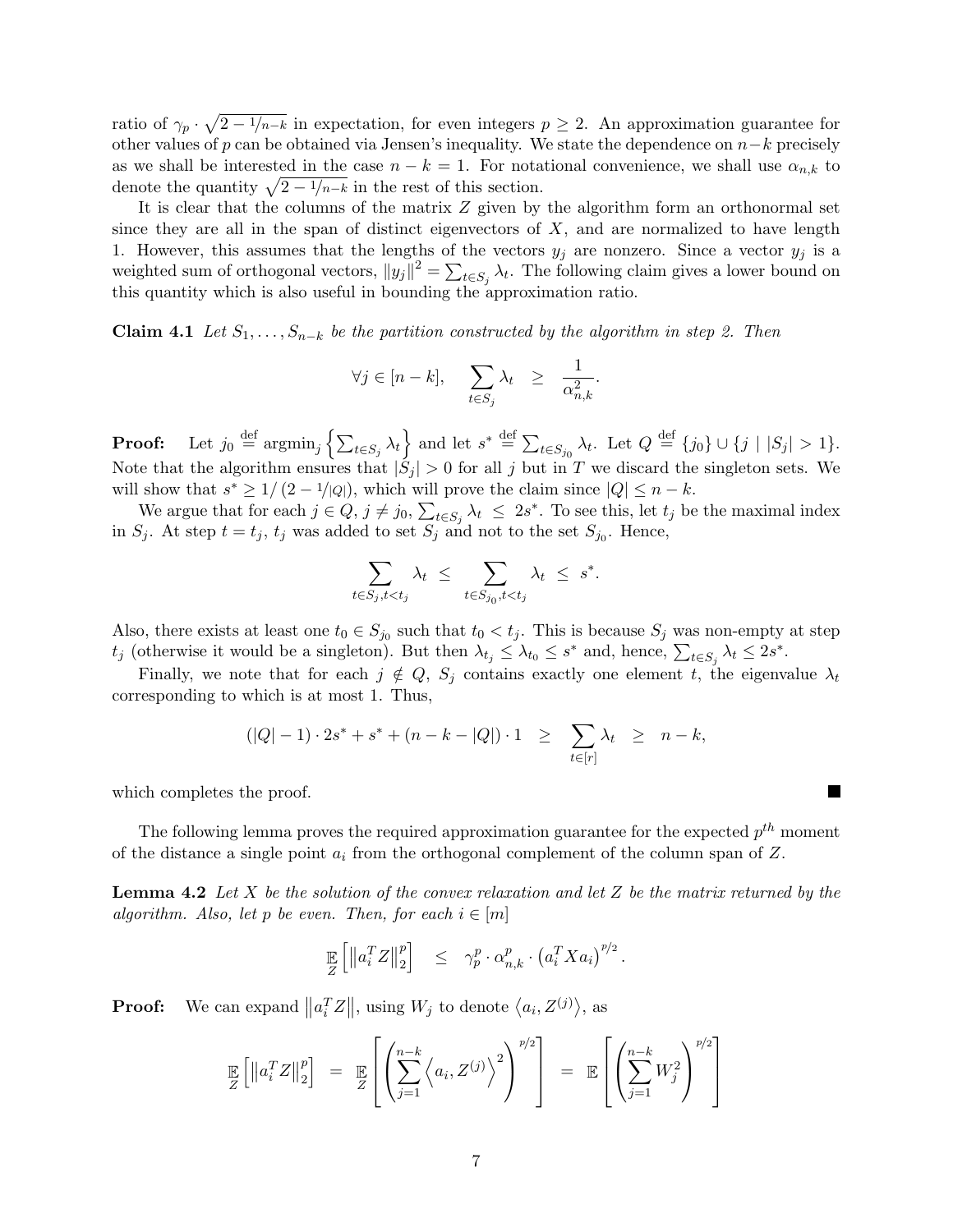ratio of $\gamma_p \cdot \sqrt{2 - 1/n-k}$ in expectation, for even integers $p \geq 2$. An approximation guarantee for other values of $p$ can be obtained via Jensen's inequality. We state the dependence on $n-k$ precisely as we shall be interested in the case $n - k = 1$. For notational convenience, we shall use $\alpha_{n,k}$ to denote the quantity $\sqrt{2 - 1/n-k}$ in the rest of this section.

It is clear that the columns of the matrix $Z$ given by the algorithm form an orthonormal set since they are all in the span of distinct eigenvectors of $X$, and are normalized to have length 1. However, this assumes that the lengths of the vectors $y_j$ are nonzero. Since a vector $y_j$ is a weighted sum of orthogonal vectors, $\|y_j\|^2 = \sum_{t \in S_j} \lambda_t$. The following claim gives a lower bound on this quantity which is also useful in bounding the approximation ratio.

**Claim 4.1** *Let $S_1, \ldots, S_{n-k}$ be the partition constructed by the algorithm in step 2. Then*

$$\forall j \in [n-k], \quad \sum_{t \in S_j} \lambda_t \quad \geq \quad \frac{1}{\alpha_{n,k}^2}.$$

**Proof:** Let $j_0 \stackrel{\text{def}}{=} \text{argmin}_j \left\{ \sum_{t \in S_j} \lambda_t \right\}$ and let $s^* \stackrel{\text{def}}{=} \sum_{t \in S_{j_0}} \lambda_t$. Let $Q \stackrel{\text{def}}{=} \{j_0\} \cup \{j \mid |S_j| > 1\}$. Note that the algorithm ensures that $|S_j| > 0$ for all $j$ but in $T$ we discard the singleton sets. We will show that $s^* \geq 1/\left(2 - 1/|Q|\right)$, which will prove the claim since $|Q| \leq n - k$.

We argue that for each $j \in Q$, $j \neq j_0$, $\sum_{t \in S_j} \lambda_t \;\leq\; 2s^*$. To see this, let $t_j$ be the maximal index in $S_j$. At step $t = t_j$, $t_j$ was added to set $S_j$ and not to the set $S_{j_0}$. Hence,

$$\sum_{t \in S_j, t < t_j} \lambda_t \;\leq\; \sum_{t \in S_{j_0}, t < t_j} \lambda_t \;\leq\; s^*.$$

Also, there exists at least one $t_0 \in S_{j_0}$ such that $t_0 < t_j$. This is because $S_j$ was non-empty at step $t_j$ (otherwise it would be a singleton). But then $\lambda_{t_j} \leq \lambda_{t_0} \leq s^*$ and, hence, $\sum_{t \in S_j} \lambda_t \leq 2s^*$.

Finally, we note that for each $j \notin Q$, $S_j$ contains exactly one element $t$, the eigenvalue $\lambda_t$ corresponding to which is at most 1. Thus,

$$(|Q| - 1) \cdot 2s^* + s^* + (n - k - |Q|) \cdot 1 \quad \geq \quad \sum_{t \in [r]} \lambda_t \quad \geq \quad n - k,$$

which completes the proof. ∎

The following lemma proves the required approximation guarantee for the expected $p^{th}$ moment of the distance a single point $a_i$ from the orthogonal complement of the column span of $Z$.

**Lemma 4.2** *Let $X$ be the solution of the convex relaxation and let $Z$ be the matrix returned by the algorithm. Also, let $p$ be even. Then, for each $i \in [m]$*

$$\mathop{\mathbb{E}}_{Z}\left[\left\|a_i^T Z\right\|_2^p\right] \quad \leq \quad \gamma_p^p \cdot \alpha_{n,k}^p \cdot \left(a_i^T X a_i\right)^{p/2}.$$

**Proof:** We can expand $\left\|a_i^T Z\right\|$, using $W_j$ to denote $\left\langle a_i, Z^{(j)} \right\rangle$, as

$$\mathop{\mathbb{E}}_{Z}\left[\left\|a_i^T Z\right\|_2^p\right] \;=\; \mathop{\mathbb{E}}_{Z}\left[\left(\sum_{j=1}^{n-k} \left\langle a_i, Z^{(j)} \right\rangle^2\right)^{p/2}\right] \;=\; \mathbb{E}\left[\left(\sum_{j=1}^{n-k} W_j^2\right)^{p/2}\right]$$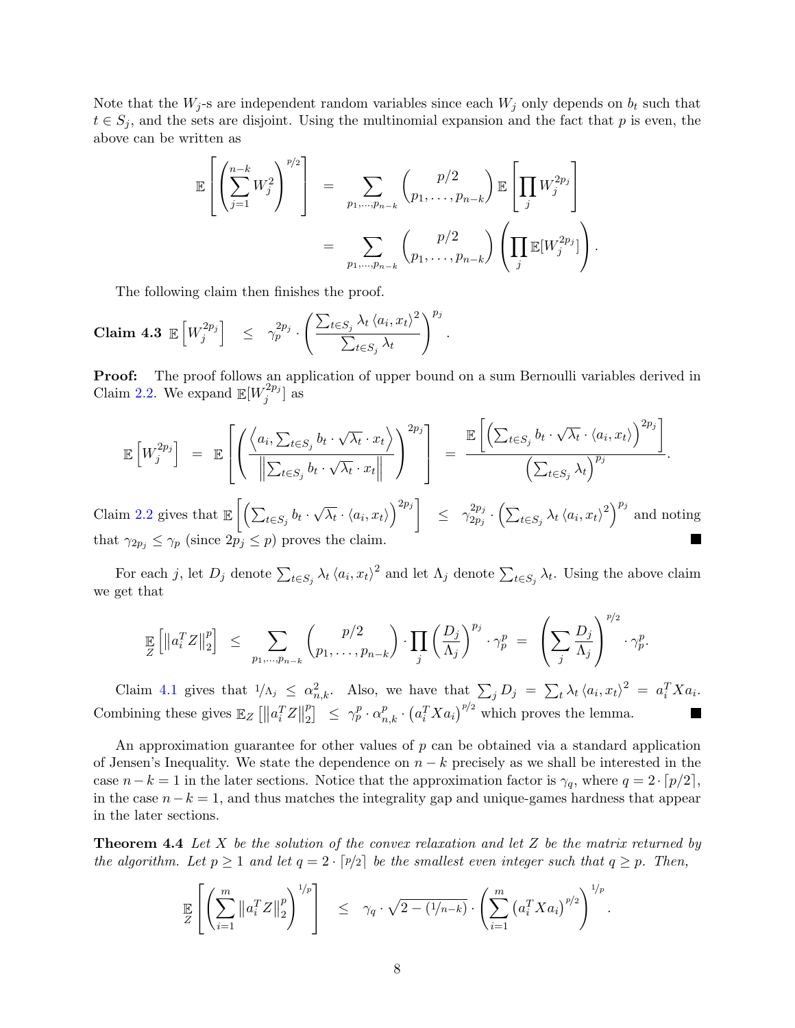Note that the $W_j$-s are independent random variables since each $W_j$ only depends on $b_t$ such that $t \in S_j$, and the sets are disjoint. Using the multinomial expansion and the fact that $p$ is even, the above can be written as

$$
\begin{aligned}
\mathbb{E}\left[\left(\sum_{j=1}^{n-k} W_j^2\right)^{p/2}\right] &= \sum_{p_1,\ldots,p_{n-k}} \binom{p/2}{p_1,\ldots,p_{n-k}} \mathbb{E}\left[\prod_j W_j^{2p_j}\right] \\
&= \sum_{p_1,\ldots,p_{n-k}} \binom{p/2}{p_1,\ldots,p_{n-k}} \left(\prod_j \mathbb{E}[W_j^{2p_j}]\right).
\end{aligned}
$$

The following claim then finishes the proof.

**Claim 4.3** $\mathbb{E}\left[W_j^{2p_j}\right] \leq \gamma_p^{2p_j} \cdot \left(\frac{\sum_{t \in S_j} \lambda_t \langle a_i, x_t \rangle^2}{\sum_{t \in S_j} \lambda_t}\right)^{p_j}.$

**Proof:** The proof follows an application of upper bound on a sum Bernoulli variables derived in Claim 2.2. We expand $\mathbb{E}[W_j^{2p_j}]$ as

$$
\mathbb{E}\left[W_j^{2p_j}\right] = \mathbb{E}\left[\left(\frac{\left\langle a_i, \sum_{t \in S_j} b_t \cdot \sqrt{\lambda_t} \cdot x_t \right\rangle}{\left\| \sum_{t \in S_j} b_t \cdot \sqrt{\lambda_t} \cdot x_t \right\|}\right)^{2p_j}\right] = \frac{\mathbb{E}\left[\left(\sum_{t \in S_j} b_t \cdot \sqrt{\lambda_t} \cdot \langle a_i, x_t \rangle\right)^{2p_j}\right]}{\left(\sum_{t \in S_j} \lambda_t\right)^{p_j}}.
$$

Claim 2.2 gives that $\mathbb{E}\left[\left(\sum_{t \in S_j} b_t \cdot \sqrt{\lambda_t} \cdot \langle a_i, x_t \rangle\right)^{2p_j}\right] \leq \gamma_{2p_j}^{2p_j} \cdot \left(\sum_{t \in S_j} \lambda_t \langle a_i, x_t \rangle^2\right)^{p_j}$ and noting that $\gamma_{2p_j} \leq \gamma_p$ (since $2p_j \leq p$) proves the claim. ■

For each $j$, let $D_j$ denote $\sum_{t \in S_j} \lambda_t \langle a_i, x_t \rangle^2$ and let $\Lambda_j$ denote $\sum_{t \in S_j} \lambda_t$. Using the above claim we get that

$$
\mathop{\mathbb{E}}_{Z}\left[\left\| a_i^T Z \right\|_2^p\right] \leq \sum_{p_1,\ldots,p_{n-k}} \binom{p/2}{p_1,\ldots,p_{n-k}} \cdot \prod_j \left(\frac{D_j}{\Lambda_j}\right)^{p_j} \cdot \gamma_p^p = \left(\sum_j \frac{D_j}{\Lambda_j}\right)^{p/2} \cdot \gamma_p^p.
$$

Claim 4.1 gives that $1/\Lambda_j \leq \alpha_{n,k}^2$. Also, we have that $\sum_j D_j = \sum_t \lambda_t \langle a_i, x_t \rangle^2 = a_i^T X a_i$. Combining these gives $\mathbb{E}_Z\left[\left\| a_i^T Z \right\|_2^p\right] \leq \gamma_p^p \cdot \alpha_{n,k}^p \cdot \left(a_i^T X a_i\right)^{p/2}$ which proves the lemma. ■

An approximation guarantee for other values of $p$ can be obtained via a standard application of Jensen's Inequality. We state the dependence on $n-k$ precisely as we shall be interested in the case $n-k=1$ in the later sections. Notice that the approximation factor is $\gamma_q$, where $q = 2 \cdot \lceil p/2 \rceil$, in the case $n-k=1$, and thus matches the integrality gap and unique-games hardness that appear in the later sections.

**Theorem 4.4** *Let $X$ be the solution of the convex relaxation and let $Z$ be the matrix returned by the algorithm. Let $p \geq 1$ and let $q = 2 \cdot \lceil p/2 \rceil$ be the smallest even integer such that $q \geq p$. Then,*

$$
\mathop{\mathbb{E}}_{Z}\left[\left(\sum_{i=1}^m \left\| a_i^T Z \right\|_2^p\right)^{1/p}\right] \leq \gamma_q \cdot \sqrt{2 - (1/n-k)} \cdot \left(\sum_{i=1}^m \left(a_i^T X a_i\right)^{p/2}\right)^{1/p}.
$$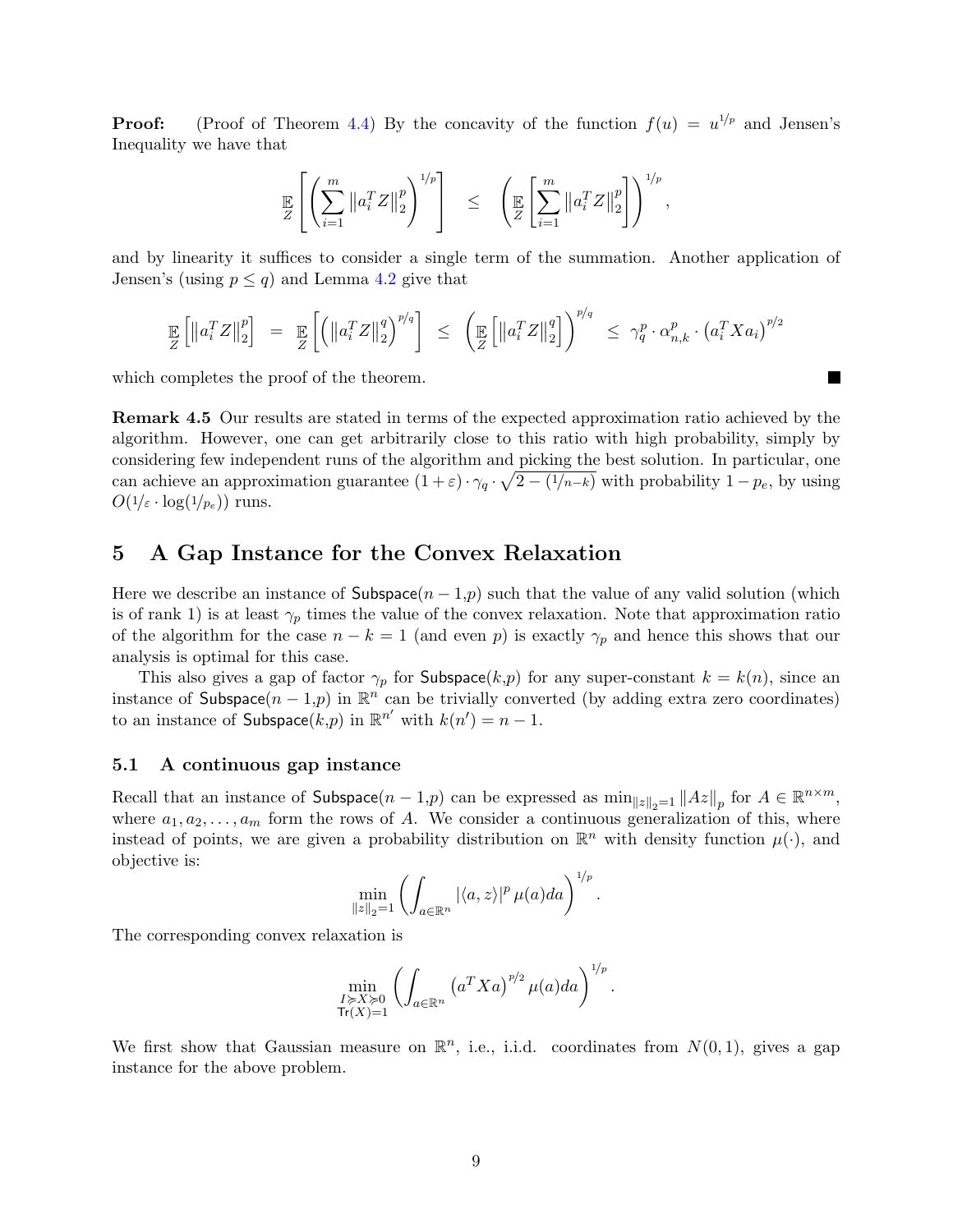**Proof:** (Proof of Theorem 4.4) By the concavity of the function $f(u) = u^{1/p}$ and Jensen's Inequality we have that

$$\mathop{\mathbb{E}}_{Z}\left[\left(\sum_{i=1}^{m}\left\|a_i^T Z\right\|_2^p\right)^{1/p}\right] \quad \leq \quad \left(\mathop{\mathbb{E}}_{Z}\left[\sum_{i=1}^{m}\left\|a_i^T Z\right\|_2^p\right]\right)^{1/p},$$

and by linearity it suffices to consider a single term of the summation. Another application of Jensen's (using $p \leq q$) and Lemma 4.2 give that

$$\mathop{\mathbb{E}}_{Z}\left[\left\|a_i^T Z\right\|_2^p\right] \;=\; \mathop{\mathbb{E}}_{Z}\left[\left(\left\|a_i^T Z\right\|_2^q\right)^{p/q}\right] \;\leq\; \left(\mathop{\mathbb{E}}_{Z}\left[\left\|a_i^T Z\right\|_2^q\right]\right)^{p/q} \;\leq\; \gamma_q^p \cdot \alpha_{n,k}^p \cdot \left(a_i^T X a_i\right)^{p/2}$$

which completes the proof of the theorem. ■

**Remark 4.5** Our results are stated in terms of the expected approximation ratio achieved by the algorithm. However, one can get arbitrarily close to this ratio with high probability, simply by considering few independent runs of the algorithm and picking the best solution. In particular, one can achieve an approximation guarantee $(1+\varepsilon)\cdot\gamma_q\cdot\sqrt{2-(1/n-k)}$ with probability $1-p_e$, by using $O(1/\varepsilon \cdot \log(1/p_e))$ runs.

## 5 A Gap Instance for the Convex Relaxation

Here we describe an instance of $\mathsf{Subspace}(n-1{,}p)$ such that the value of any valid solution (which is of rank 1) is at least $\gamma_p$ times the value of the convex relaxation. Note that approximation ratio of the algorithm for the case $n-k=1$ (and even $p$) is exactly $\gamma_p$ and hence this shows that our analysis is optimal for this case.

This also gives a gap of factor $\gamma_p$ for $\mathsf{Subspace}(k{,}p)$ for any super-constant $k = k(n)$, since an instance of $\mathsf{Subspace}(n-1{,}p)$ in $\mathbb{R}^n$ can be trivially converted (by adding extra zero coordinates) to an instance of $\mathsf{Subspace}(k{,}p)$ in $\mathbb{R}^{n'}$ with $k(n') = n-1$.

### 5.1 A continuous gap instance

Recall that an instance of $\mathsf{Subspace}(n-1{,}p)$ can be expressed as $\min_{\|z\|_2=1}\|Az\|_p$ for $A \in \mathbb{R}^{n\times m}$, where $a_1, a_2, \ldots, a_m$ form the rows of $A$. We consider a continuous generalization of this, where instead of points, we are given a probability distribution on $\mathbb{R}^n$ with density function $\mu(\cdot)$, and objective is:

$$\min_{\|z\|_2=1}\left(\int_{a\in\mathbb{R}^n}|\langle a, z\rangle|^p\,\mu(a)da\right)^{1/p}.$$

The corresponding convex relaxation is

$$\min_{\substack{I\succcurlyeq X\succcurlyeq 0\\ \mathsf{Tr}(X)=1}}\left(\int_{a\in\mathbb{R}^n}\left(a^T X a\right)^{p/2}\mu(a)da\right)^{1/p}.$$

We first show that Gaussian measure on $\mathbb{R}^n$, i.e., i.i.d. coordinates from $N(0,1)$, gives a gap instance for the above problem.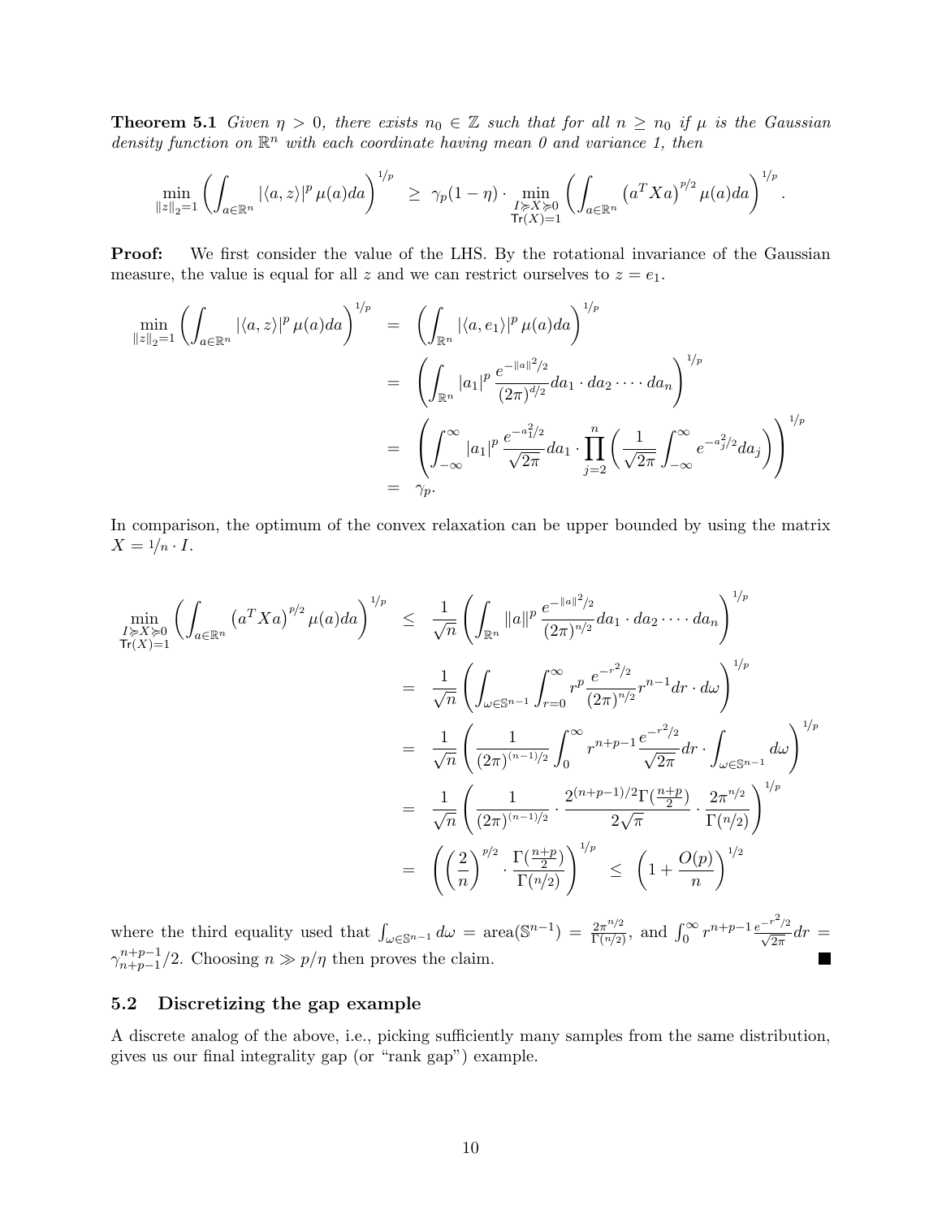**Theorem 5.1** *Given $\eta > 0$, there exists $n_0 \in \mathbb{Z}$ such that for all $n \geq n_0$ if $\mu$ is the Gaussian density function on $\mathbb{R}^n$ with each coordinate having mean 0 and variance 1, then*

$$\min_{\|z\|_2=1} \left( \int_{a \in \mathbb{R}^n} |\langle a, z\rangle|^p \, \mu(a) da \right)^{1/p} \;\geq\; \gamma_p(1-\eta) \cdot \min_{\substack{I \succcurlyeq X \succcurlyeq 0 \\ \mathsf{Tr}(X)=1}} \left( \int_{a \in \mathbb{R}^n} \left(a^T X a\right)^{p/2} \mu(a) da \right)^{1/p}.$$

**Proof:** We first consider the value of the LHS. By the rotational invariance of the Gaussian measure, the value is equal for all $z$ and we can restrict ourselves to $z = e_1$.

$$\begin{aligned}
\min_{\|z\|_2=1} \left( \int_{a \in \mathbb{R}^n} |\langle a, z\rangle|^p \, \mu(a) da \right)^{1/p} &= \left( \int_{\mathbb{R}^n} |\langle a, e_1\rangle|^p \, \mu(a) da \right)^{1/p} \\
&= \left( \int_{\mathbb{R}^n} |a_1|^p \, \frac{e^{-\|a\|^2/2}}{(2\pi)^{d/2}} da_1 \cdot da_2 \cdot \dots \cdot da_n \right)^{1/p} \\
&= \left( \int_{-\infty}^{\infty} |a_1|^p \, \frac{e^{-a_1^2/2}}{\sqrt{2\pi}} da_1 \cdot \prod_{j=2}^{n} \left( \frac{1}{\sqrt{2\pi}} \int_{-\infty}^{\infty} e^{-a_j^2/2} da_j \right) \right)^{1/p} \\
&= \gamma_p.
\end{aligned}$$

In comparison, the optimum of the convex relaxation can be upper bounded by using the matrix $X = 1/n \cdot I$.

$$\begin{aligned}
\min_{\substack{I \succcurlyeq X \succcurlyeq 0 \\ \mathsf{Tr}(X)=1}} \left( \int_{a \in \mathbb{R}^n} \left(a^T X a\right)^{p/2} \mu(a) da \right)^{1/p} &\leq \frac{1}{\sqrt{n}} \left( \int_{\mathbb{R}^n} \|a\|^p \, \frac{e^{-\|a\|^2/2}}{(2\pi)^{n/2}} da_1 \cdot da_2 \cdot \dots \cdot da_n \right)^{1/p} \\
&= \frac{1}{\sqrt{n}} \left( \int_{\omega \in \mathbb{S}^{n-1}} \int_{r=0}^{\infty} r^p \frac{e^{-r^2/2}}{(2\pi)^{n/2}} r^{n-1} dr \cdot d\omega \right)^{1/p} \\
&= \frac{1}{\sqrt{n}} \left( \frac{1}{(2\pi)^{(n-1)/2}} \int_0^{\infty} r^{n+p-1} \frac{e^{-r^2/2}}{\sqrt{2\pi}} dr \cdot \int_{\omega \in \mathbb{S}^{n-1}} d\omega \right)^{1/p} \\
&= \frac{1}{\sqrt{n}} \left( \frac{1}{(2\pi)^{(n-1)/2}} \cdot \frac{2^{(n+p-1)/2}\Gamma(\frac{n+p}{2})}{2\sqrt{\pi}} \cdot \frac{2\pi^{n/2}}{\Gamma(n/2)} \right)^{1/p} \\
&= \left( \left(\frac{2}{n}\right)^{p/2} \cdot \frac{\Gamma(\frac{n+p}{2})}{\Gamma(n/2)} \right)^{1/p} \;\leq\; \left(1 + \frac{O(p)}{n}\right)^{1/2}
\end{aligned}$$

where the third equality used that $\int_{\omega \in \mathbb{S}^{n-1}} d\omega = \text{area}(\mathbb{S}^{n-1}) = \frac{2\pi^{n/2}}{\Gamma(n/2)}$, and $\int_0^\infty r^{n+p-1} \frac{e^{-r^2/2}}{\sqrt{2\pi}} dr = \gamma_{n+p-1}^{n+p-1}/2$. Choosing $n \gg p/\eta$ then proves the claim. ■

## 5.2 Discretizing the gap example

A discrete analog of the above, i.e., picking sufficiently many samples from the same distribution, gives us our final integrality gap (or "rank gap") example.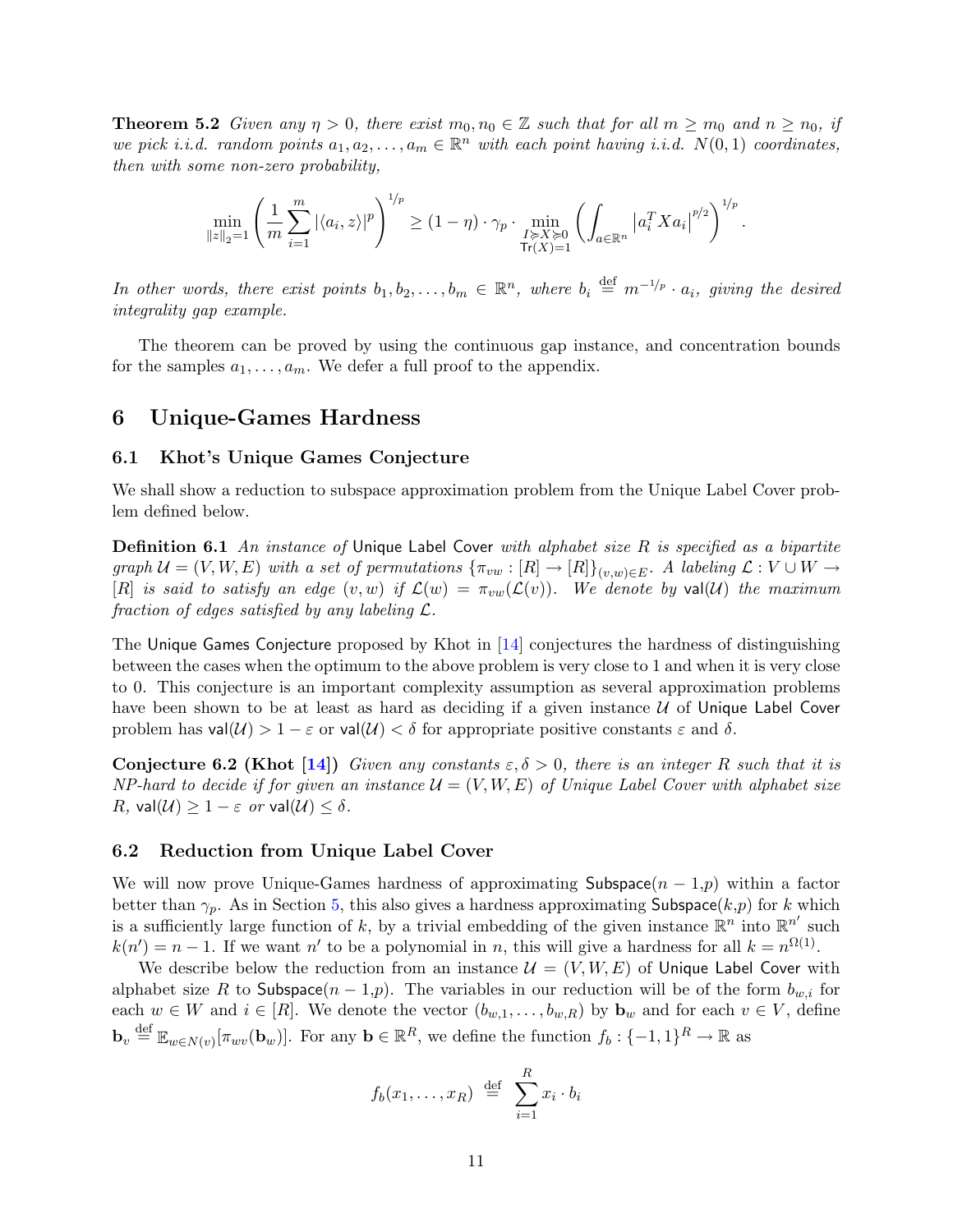**Theorem 5.2** *Given any $\eta > 0$, there exist $m_0, n_0 \in \mathbb{Z}$ such that for all $m \geq m_0$ and $n \geq n_0$, if we pick i.i.d. random points $a_1, a_2, \ldots, a_m \in \mathbb{R}^n$ with each point having i.i.d. $N(0,1)$ coordinates, then with some non-zero probability,*

$$\min_{\|z\|_2=1} \left( \frac{1}{m} \sum_{i=1}^{m} |\langle a_i, z \rangle|^p \right)^{1/p} \geq (1-\eta) \cdot \gamma_p \cdot \min_{\substack{I \succcurlyeq X \succcurlyeq 0 \\ \mathsf{Tr}(X)=1}} \left( \int_{a \in \mathbb{R}^n} \left| a_i^T X a_i \right|^{p/2} \right)^{1/p}.$$

*In other words, there exist points $b_1, b_2, \ldots, b_m \in \mathbb{R}^n$, where $b_i \stackrel{\text{def}}{=} m^{-1/p} \cdot a_i$, giving the desired integrality gap example.*

The theorem can be proved by using the continuous gap instance, and concentration bounds for the samples $a_1, \ldots, a_m$. We defer a full proof to the appendix.

# 6 Unique-Games Hardness

## 6.1 Khot's Unique Games Conjecture

We shall show a reduction to subspace approximation problem from the Unique Label Cover problem defined below.

**Definition 6.1** *An instance of* Unique Label Cover *with alphabet size $R$ is specified as a bipartite graph $\mathcal{U} = (V, W, E)$ with a set of permutations $\{\pi_{vw} : [R] \to [R]\}_{(v,w)\in E}$. A labeling $\mathcal{L} : V \cup W \to [R]$ is said to satisfy an edge $(v, w)$ if $\mathcal{L}(w) = \pi_{vw}(\mathcal{L}(v))$. We denote by $\mathsf{val}(\mathcal{U})$ the maximum fraction of edges satisfied by any labeling $\mathcal{L}$.*

The Unique Games Conjecture proposed by Khot in [14] conjectures the hardness of distinguishing between the cases when the optimum to the above problem is very close to 1 and when it is very close to 0. This conjecture is an important complexity assumption as several approximation problems have been shown to be at least as hard as deciding if a given instance $\mathcal{U}$ of Unique Label Cover problem has $\mathsf{val}(\mathcal{U}) > 1 - \varepsilon$ or $\mathsf{val}(\mathcal{U}) < \delta$ for appropriate positive constants $\varepsilon$ and $\delta$.

**Conjecture 6.2 (Khot [14])** *Given any constants $\varepsilon, \delta > 0$, there is an integer $R$ such that it is NP-hard to decide if for given an instance $\mathcal{U} = (V, W, E)$ of Unique Label Cover with alphabet size $R$, $\mathsf{val}(\mathcal{U}) \geq 1 - \varepsilon$ or $\mathsf{val}(\mathcal{U}) \leq \delta$.*

## 6.2 Reduction from Unique Label Cover

We will now prove Unique-Games hardness of approximating $\mathsf{Subspace}(n-1,p)$ within a factor better than $\gamma_p$. As in Section 5, this also gives a hardness approximating $\mathsf{Subspace}(k,p)$ for $k$ which is a sufficiently large function of $k$, by a trivial embedding of the given instance $\mathbb{R}^n$ into $\mathbb{R}^{n'}$ such $k(n') = n - 1$. If we want $n'$ to be a polynomial in $n$, this will give a hardness for all $k = n^{\Omega(1)}$.

We describe below the reduction from an instance $\mathcal{U} = (V, W, E)$ of Unique Label Cover with alphabet size $R$ to $\mathsf{Subspace}(n-1,p)$. The variables in our reduction will be of the form $b_{w,i}$ for each $w \in W$ and $i \in [R]$. We denote the vector $(b_{w,1}, \ldots, b_{w,R})$ by $\mathbf{b}_w$ and for each $v \in V$, define $\mathbf{b}_v \stackrel{\text{def}}{=} \mathbb{E}_{w \in N(v)}[\pi_{wv}(\mathbf{b}_w)]$. For any $\mathbf{b} \in \mathbb{R}^R$, we define the function $f_b : \{-1,1\}^R \to \mathbb{R}$ as

$$f_b(x_1, \ldots, x_R) \stackrel{\text{def}}{=} \sum_{i=1}^{R} x_i \cdot b_i$$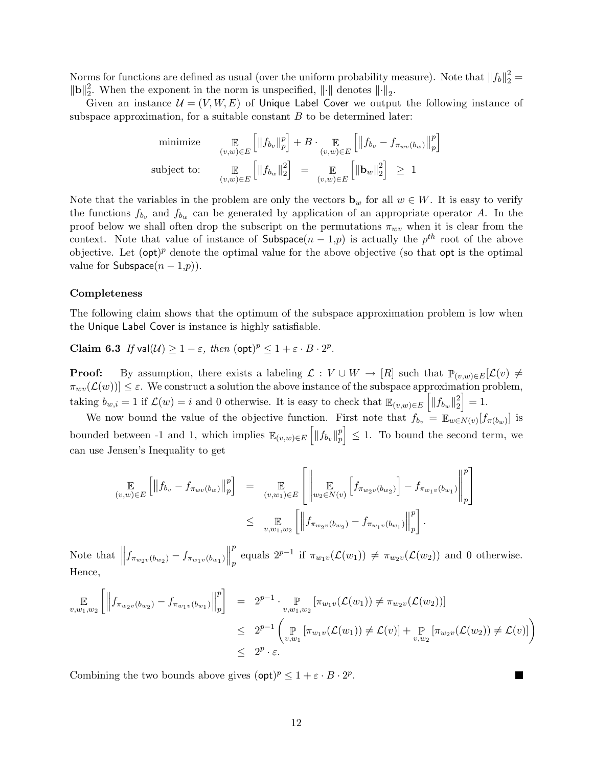Norms for functions are defined as usual (over the uniform probability measure). Note that $\|f_b\|_2^2 = \|\mathbf{b}\|_2^2$. When the exponent in the norm is unspecified, $\|\cdot\|$ denotes $\|\cdot\|_2$.

Given an instance $\mathcal{U} = (V, W, E)$ of Unique Label Cover we output the following instance of subspace approximation, for a suitable constant $B$ to be determined later:

$$
\begin{array}{ll}
\text{minimize} & \displaystyle \mathop{\mathbb{E}}_{(v,w)\in E}\left[\|f_{b_v}\|_p^p\right] + B \cdot \mathop{\mathbb{E}}_{(v,w)\in E}\left[\left\|f_{b_v} - f_{\pi_{wv}(b_w)}\right\|_p^p\right] \\
\text{subject to:} & \displaystyle \mathop{\mathbb{E}}_{(v,w)\in E}\left[\|f_{b_w}\|_2^2\right] \;=\; \mathop{\mathbb{E}}_{(v,w)\in E}\left[\|\mathbf{b}_w\|_2^2\right] \;\geq\; 1
\end{array}
$$

Note that the variables in the problem are only the vectors $\mathbf{b}_w$ for all $w \in W$. It is easy to verify the functions $f_{b_v}$ and $f_{b_w}$ can be generated by application of an appropriate operator $A$. In the proof below we shall often drop the subscript on the permutations $\pi_{wv}$ when it is clear from the context. Note that value of instance of Subspace($n-1$,$p$) is actually the $p^{th}$ root of the above objective. Let $(\mathsf{opt})^p$ denote the optimal value for the above objective (so that $\mathsf{opt}$ is the optimal value for Subspace($n-1$,$p$)).

### Completeness

The following claim shows that the optimum of the subspace approximation problem is low when the Unique Label Cover is instance is highly satisfiable.

**Claim 6.3** *If* $\mathsf{val}(\mathcal{U}) \geq 1 - \varepsilon$*, then* $(\mathsf{opt})^p \leq 1 + \varepsilon \cdot B \cdot 2^p$.

**Proof:** By assumption, there exists a labeling $\mathcal{L} : V \cup W \to [R]$ such that $\mathbb{P}_{(v,w)\in E}[\mathcal{L}(v) \neq \pi_{wv}(\mathcal{L}(w))] \leq \varepsilon$. We construct a solution the above instance of the subspace approximation problem, taking $b_{w,i} = 1$ if $\mathcal{L}(w) = i$ and 0 otherwise. It is easy to check that $\mathbb{E}_{(v,w)\in E}\left[\|f_{b_w}\|_2^2\right] = 1$.

We now bound the value of the objective function. First note that $f_{b_v} = \mathbb{E}_{w\in N(v)}[f_{\pi(b_w)}]$ is bounded between -1 and 1, which implies $\mathbb{E}_{(v,w)\in E}\left[\|f_{b_v}\|_p^p\right] \leq 1$. To bound the second term, we can use Jensen's Inequality to get

$$
\begin{aligned}
\mathop{\mathbb{E}}_{(v,w)\in E}\left[\left\|f_{b_v} - f_{\pi_{wv}(b_w)}\right\|_p^p\right] &= \mathop{\mathbb{E}}_{(v,w_1)\in E}\left[\left\|\mathop{\mathbb{E}}_{w_2\in N(v)}\left[f_{\pi_{w_2 v}(b_{w_2})}\right] - f_{\pi_{w_1 v}(b_{w_1})}\right\|_p^p\right] \\
&\leq \mathop{\mathbb{E}}_{v,w_1,w_2}\left[\left\|f_{\pi_{w_2 v}(b_{w_2})} - f_{\pi_{w_1 v}(b_{w_1})}\right\|_p^p\right].
\end{aligned}
$$

Note that $\left\|f_{\pi_{w_2 v}(b_{w_2})} - f_{\pi_{w_1 v}(b_{w_1})}\right\|_p^p$ equals $2^{p-1}$ if $\pi_{w_1 v}(\mathcal{L}(w_1)) \neq \pi_{w_2 v}(\mathcal{L}(w_2))$ and 0 otherwise. Hence,

$$
\begin{aligned}
\mathop{\mathbb{E}}_{v,w_1,w_2}\left[\left\|f_{\pi_{w_2 v}(b_{w_2})} - f_{\pi_{w_1 v}(b_{w_1})}\right\|_p^p\right] &= 2^{p-1} \cdot \mathop{\mathbb{P}}_{v,w_1,w_2}\left[\pi_{w_1 v}(\mathcal{L}(w_1)) \neq \pi_{w_2 v}(\mathcal{L}(w_2))\right] \\
&\leq 2^{p-1}\left(\mathop{\mathbb{P}}_{v,w_1}\left[\pi_{w_1 v}(\mathcal{L}(w_1)) \neq \mathcal{L}(v)\right] + \mathop{\mathbb{P}}_{v,w_2}\left[\pi_{w_2 v}(\mathcal{L}(w_2)) \neq \mathcal{L}(v)\right]\right) \\
&\leq 2^p \cdot \varepsilon.
\end{aligned}
$$

Combining the two bounds above gives $(\mathsf{opt})^p \leq 1 + \varepsilon \cdot B \cdot 2^p$. ∎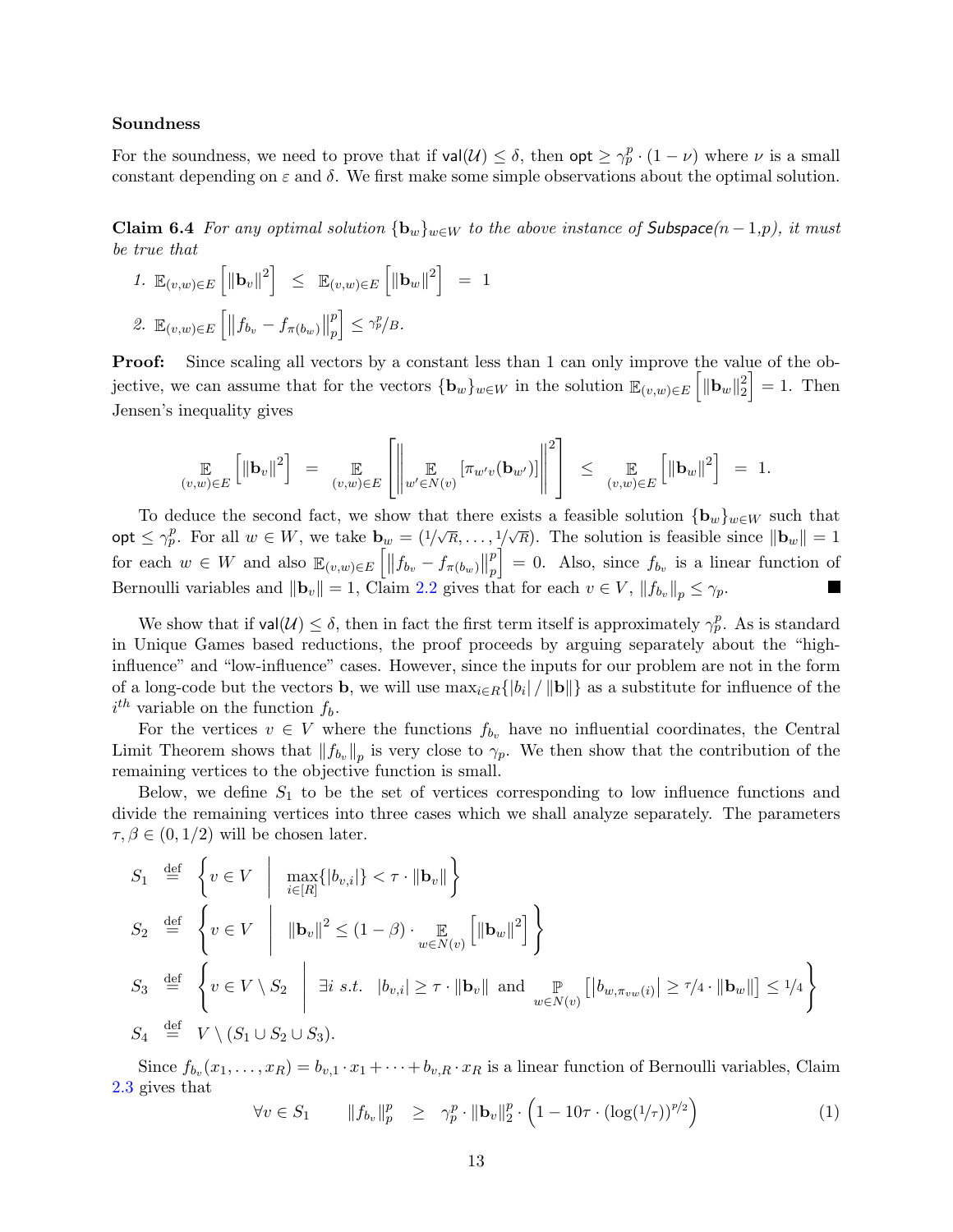**Soundness**

For the soundness, we need to prove that if $\mathsf{val}(\mathcal{U}) \leq \delta$, then $\mathsf{opt} \geq \gamma_p^p \cdot (1-\nu)$ where $\nu$ is a small constant depending on $\varepsilon$ and $\delta$. We first make some simple observations about the optimal solution.

**Claim 6.4** *For any optimal solution $\{\mathbf{b}_w\}_{w \in W}$ to the above instance of Subspace(n − 1,p), it must be true that*

1. $\mathbb{E}_{(v,w)\in E}\left[\|\mathbf{b}_v\|^2\right] \;\leq\; \mathbb{E}_{(v,w)\in E}\left[\|\mathbf{b}_w\|^2\right] \;=\; 1$
2. $\mathbb{E}_{(v,w)\in E}\left[\left\|f_{b_v} - f_{\pi(b_w)}\right\|_p^p\right] \leq \gamma_p^p/B.$

**Proof:** Since scaling all vectors by a constant less than 1 can only improve the value of the objective, we can assume that for the vectors $\{\mathbf{b}_w\}_{w\in W}$ in the solution $\mathbb{E}_{(v,w)\in E}\left[\|\mathbf{b}_w\|_2^2\right] = 1$. Then Jensen's inequality gives

$$\mathop{\mathbb{E}}_{(v,w)\in E}\left[\|\mathbf{b}_v\|^2\right] \;=\; \mathop{\mathbb{E}}_{(v,w)\in E}\left[\left\|\mathop{\mathbb{E}}_{w'\in N(v)}\left[\pi_{w'v}(\mathbf{b}_{w'})\right]\right\|^2\right] \;\leq\; \mathop{\mathbb{E}}_{(v,w)\in E}\left[\|\mathbf{b}_w\|^2\right] \;=\; 1.$$

To deduce the second fact, we show that there exists a feasible solution $\{\mathbf{b}_w\}_{w\in W}$ such that $\mathsf{opt} \leq \gamma_p^p$. For all $w \in W$, we take $\mathbf{b}_w = (1/\sqrt{R}, \ldots, 1/\sqrt{R})$. The solution is feasible since $\|\mathbf{b}_w\| = 1$ for each $w \in W$ and also $\mathbb{E}_{(v,w)\in E}\left[\left\|f_{b_v} - f_{\pi(b_w)}\right\|_p^p\right] = 0$. Also, since $f_{b_v}$ is a linear function of Bernoulli variables and $\|\mathbf{b}_v\| = 1$, Claim 2.2 gives that for each $v \in V$, $\|f_{b_v}\|_p \leq \gamma_p$. ■

We show that if $\mathsf{val}(\mathcal{U}) \leq \delta$, then in fact the first term itself is approximately $\gamma_p^p$. As is standard in Unique Games based reductions, the proof proceeds by arguing separately about the "high-influence" and "low-influence" cases. However, since the inputs for our problem are not in the form of a long-code but the vectors $\mathbf{b}$, we will use $\max_{i\in R}\{|b_i| / \|\mathbf{b}\|\}$ as a substitute for influence of the $i^{th}$ variable on the function $f_b$.

For the vertices $v \in V$ where the functions $f_{b_v}$ have no influential coordinates, the Central Limit Theorem shows that $\|f_{b_v}\|_p$ is very close to $\gamma_p$. We then show that the contribution of the remaining vertices to the objective function is small.

Below, we define $S_1$ to be the set of vertices corresponding to low influence functions and divide the remaining vertices into three cases which we shall analyze separately. The parameters $\tau, \beta \in (0, 1/2)$ will be chosen later.

$$S_1 \stackrel{\text{def}}{=} \left\{ v \in V \;\middle|\; \max_{i\in[R]}\{|b_{v,i}|\} < \tau \cdot \|\mathbf{b}_v\| \right\}$$

$$S_2 \stackrel{\text{def}}{=} \left\{ v \in V \;\middle|\; \|\mathbf{b}_v\|^2 \leq (1-\beta)\cdot \mathop{\mathbb{E}}_{w\in N(v)}\left[\|\mathbf{b}_w\|^2\right] \right\}$$

$$S_3 \stackrel{\text{def}}{=} \left\{ v \in V \setminus S_2 \;\middle|\; \exists i \text{ s.t. } |b_{v,i}| \geq \tau \cdot \|\mathbf{b}_v\| \text{ and } \mathop{\mathbb{P}}_{w\in N(v)}\left[\left|b_{w,\pi_{vw}(i)}\right| \geq \tau/4 \cdot \|\mathbf{b}_w\|\right] \leq 1/4 \right\}$$

$$S_4 \stackrel{\text{def}}{=} V \setminus (S_1 \cup S_2 \cup S_3).$$

Since $f_{b_v}(x_1, \ldots, x_R) = b_{v,1}\cdot x_1 + \cdots + b_{v,R}\cdot x_R$ is a linear function of Bernoulli variables, Claim 2.3 gives that

$$\forall v \in S_1 \qquad \|f_{b_v}\|_p^p \;\geq\; \gamma_p^p \cdot \|\mathbf{b}_v\|_2^p \cdot \left(1 - 10\tau\cdot(\log(1/\tau))^{p/2}\right) \tag{1}$$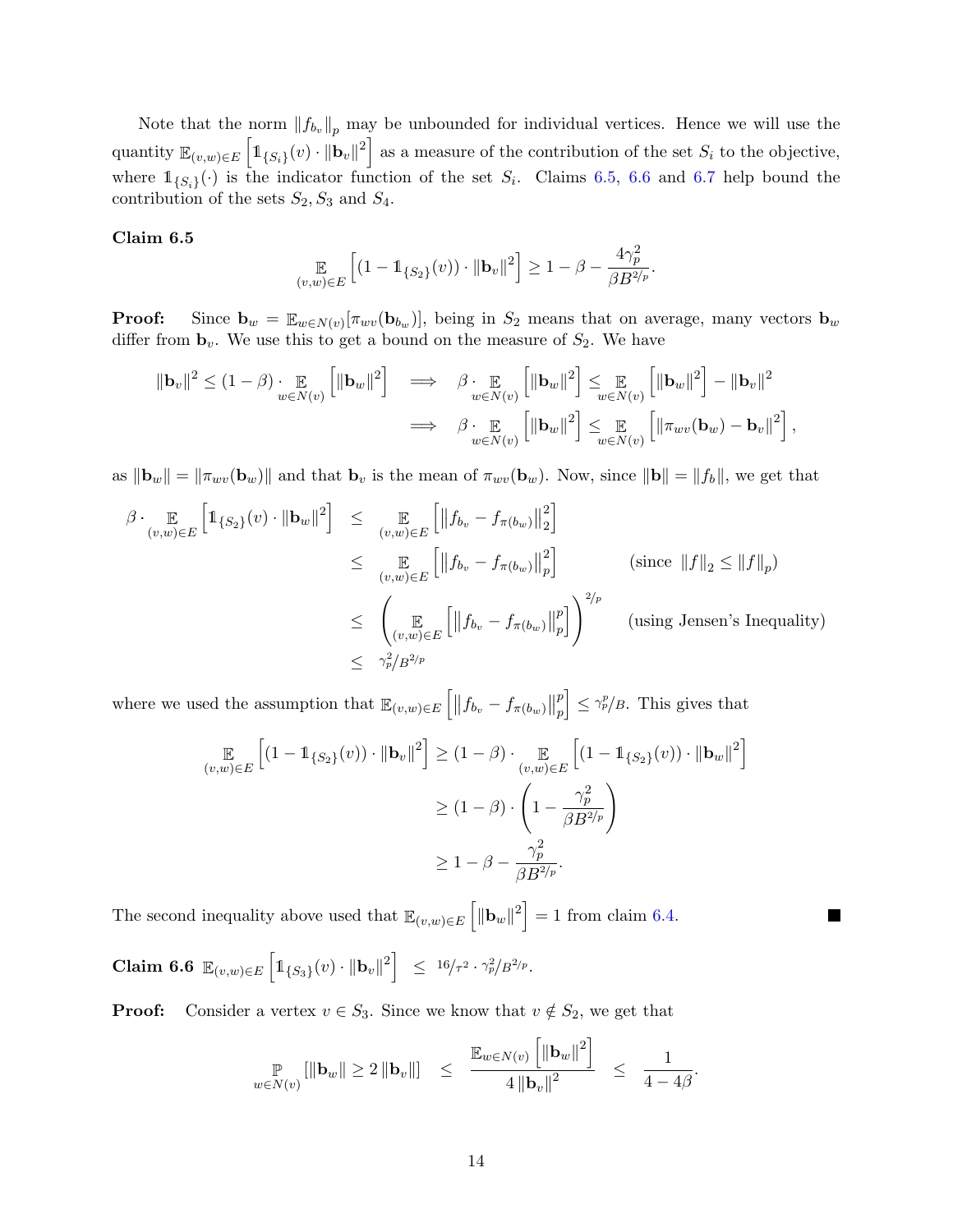Note that the norm $\|f_{b_v}\|_p$ may be unbounded for individual vertices. Hence we will use the quantity $\mathbb{E}_{(v,w)\in E}\left[\mathbb{1}_{\{S_i\}}(v)\cdot\|\mathbf{b}_v\|^2\right]$ as a measure of the contribution of the set $S_i$ to the objective, where $\mathbb{1}_{\{S_i\}}(\cdot)$ is the indicator function of the set $S_i$. Claims 6.5, 6.6 and 6.7 help bound the contribution of the sets $S_2, S_3$ and $S_4$.

**Claim 6.5**

$$\mathop{\mathbb{E}}_{(v,w)\in E}\left[(1-\mathbb{1}_{\{S_2\}}(v))\cdot\|\mathbf{b}_v\|^2\right]\geq 1-\beta-\frac{4\gamma_p^2}{\beta B^{2/p}}.$$

**Proof:** Since $\mathbf{b}_w=\mathbb{E}_{w\in N(v)}[\pi_{wv}(\mathbf{b}_{b_w})]$, being in $S_2$ means that on average, many vectors $\mathbf{b}_w$ differ from $\mathbf{b}_v$. We use this to get a bound on the measure of $S_2$. We have

$$\begin{aligned}
\|\mathbf{b}_v\|^2\leq(1-\beta)\cdot\mathop{\mathbb{E}}_{w\in N(v)}\left[\|\mathbf{b}_w\|^2\right] \quad &\implies \quad \beta\cdot\mathop{\mathbb{E}}_{w\in N(v)}\left[\|\mathbf{b}_w\|^2\right]\leq\mathop{\mathbb{E}}_{w\in N(v)}\left[\|\mathbf{b}_w\|^2\right]-\|\mathbf{b}_v\|^2\\
&\implies \quad \beta\cdot\mathop{\mathbb{E}}_{w\in N(v)}\left[\|\mathbf{b}_w\|^2\right]\leq\mathop{\mathbb{E}}_{w\in N(v)}\left[\|\pi_{wv}(\mathbf{b}_w)-\mathbf{b}_v\|^2\right],
\end{aligned}$$

as $\|\mathbf{b}_w\|=\|\pi_{wv}(\mathbf{b}_w)\|$ and that $\mathbf{b}_v$ is the mean of $\pi_{wv}(\mathbf{b}_w)$. Now, since $\|\mathbf{b}\|=\|f_b\|$, we get that

$$\begin{aligned}
\beta\cdot\mathop{\mathbb{E}}_{(v,w)\in E}\left[\mathbb{1}_{\{S_2\}}(v)\cdot\|\mathbf{b}_w\|^2\right] &\leq \mathop{\mathbb{E}}_{(v,w)\in E}\left[\left\|f_{b_v}-f_{\pi(b_w)}\right\|_2^2\right]\\
&\leq \mathop{\mathbb{E}}_{(v,w)\in E}\left[\left\|f_{b_v}-f_{\pi(b_w)}\right\|_p^2\right] \qquad \text{(since } \|f\|_2\leq\|f\|_p\text{)}\\
&\leq \left(\mathop{\mathbb{E}}_{(v,w)\in E}\left[\left\|f_{b_v}-f_{\pi(b_w)}\right\|_p^p\right]\right)^{2/p} \qquad \text{(using Jensen's Inequality)}\\
&\leq \gamma_p^2/B^{2/p}
\end{aligned}$$

where we used the assumption that $\mathbb{E}_{(v,w)\in E}\left[\left\|f_{b_v}-f_{\pi(b_w)}\right\|_p^p\right]\leq\gamma_p^p/B$. This gives that

$$\begin{aligned}
\mathop{\mathbb{E}}_{(v,w)\in E}\left[(1-\mathbb{1}_{\{S_2\}}(v))\cdot\|\mathbf{b}_v\|^2\right] &\geq (1-\beta)\cdot\mathop{\mathbb{E}}_{(v,w)\in E}\left[(1-\mathbb{1}_{\{S_2\}}(v))\cdot\|\mathbf{b}_w\|^2\right]\\
&\geq (1-\beta)\cdot\left(1-\frac{\gamma_p^2}{\beta B^{2/p}}\right)\\
&\geq 1-\beta-\frac{\gamma_p^2}{\beta B^{2/p}}.
\end{aligned}$$

The second inequality above used that $\mathbb{E}_{(v,w)\in E}\left[\|\mathbf{b}_w\|^2\right]=1$ from claim 6.4. ■

**Claim 6.6** $\mathbb{E}_{(v,w)\in E}\left[\mathbb{1}_{\{S_3\}}(v)\cdot\|\mathbf{b}_v\|^2\right] \leq {}^{16}/_{\tau^2}\cdot{}^{\gamma_p^2}/_{B^{2/p}}$.

**Proof:** Consider a vertex $v\in S_3$. Since we know that $v\notin S_2$, we get that

$$\mathop{\mathbb{P}}_{w\in N(v)}\left[\|\mathbf{b}_w\|\geq 2\,\|\mathbf{b}_v\|\right] \leq \frac{\mathbb{E}_{w\in N(v)}\left[\|\mathbf{b}_w\|^2\right]}{4\,\|\mathbf{b}_v\|^2} \leq \frac{1}{4-4\beta}.$$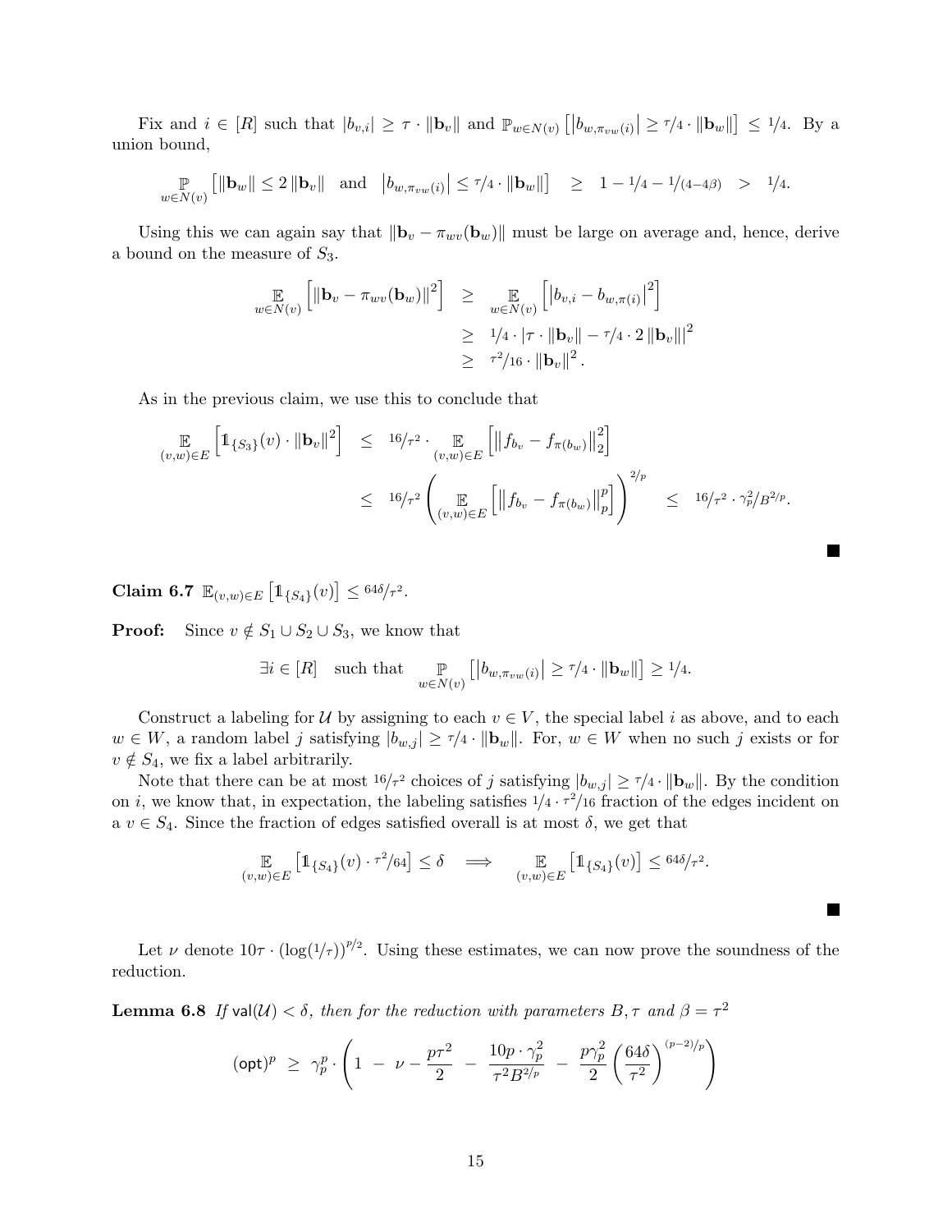Fix and $i \in [R]$ such that $|b_{v,i}| \geq \tau \cdot \|\mathbf{b}_v\|$ and $\mathbb{P}_{w \in N(v)}\left[\left|b_{w,\pi_{vw}(i)}\right| \geq \tau/4 \cdot \|\mathbf{b}_w\|\right] \leq 1/4$. By a union bound,

$$\mathop{\mathbb{P}}_{w \in N(v)}\left[\|\mathbf{b}_w\| \leq 2\,\|\mathbf{b}_v\| \quad \text{and} \quad \left|b_{w,\pi_{vw}(i)}\right| \leq \tau/4 \cdot \|\mathbf{b}_w\|\right] \quad \geq \quad 1 - 1/4 - 1/(4-4\beta) \quad > \quad 1/4.$$

Using this we can again say that $\|\mathbf{b}_v - \pi_{wv}(\mathbf{b}_w)\|$ must be large on average and, hence, derive a bound on the measure of $S_3$.

$$\begin{aligned}
\mathop{\mathbb{E}}_{w \in N(v)}\left[\|\mathbf{b}_v - \pi_{wv}(\mathbf{b}_w)\|^2\right] \quad &\geq \quad \mathop{\mathbb{E}}_{w \in N(v)}\left[\left|b_{v,i} - b_{w,\pi(i)}\right|^2\right] \\
&\geq \quad 1/4 \cdot |\tau \cdot \|\mathbf{b}_v\| - \tau/4 \cdot 2\,\|\mathbf{b}_v\||^2 \\
&\geq \quad \tau^2/16 \cdot \|\mathbf{b}_v\|^2 .
\end{aligned}$$

As in the previous claim, we use this to conclude that

$$\begin{aligned}
\mathop{\mathbb{E}}_{(v,w)\in E}\left[\mathbb{1}_{\{S_3\}}(v) \cdot \|\mathbf{b}_v\|^2\right] \quad &\leq \quad 16/\tau^2 \cdot \mathop{\mathbb{E}}_{(v,w)\in E}\left[\left\|f_{b_v} - f_{\pi(b_w)}\right\|_2^2\right] \\
&\leq \quad 16/\tau^2 \left(\mathop{\mathbb{E}}_{(v,w)\in E}\left[\left\|f_{b_v} - f_{\pi(b_w)}\right\|_p^p\right]\right)^{2/p} \quad \leq \quad 16/\tau^2 \cdot \gamma_p^2/B^{2/p}.
\end{aligned}$$

■

**Claim 6.7** $\mathbb{E}_{(v,w)\in E}\left[\mathbb{1}_{\{S_4\}}(v)\right] \leq 64\delta/\tau^2$.

**Proof:** Since $v \notin S_1 \cup S_2 \cup S_3$, we know that

$$\exists i \in [R] \quad \text{such that} \quad \mathop{\mathbb{P}}_{w \in N(v)}\left[\left|b_{w,\pi_{vw}(i)}\right| \geq \tau/4 \cdot \|\mathbf{b}_w\|\right] \geq 1/4.$$

Construct a labeling for $\mathcal{U}$ by assigning to each $v \in V$, the special label $i$ as above, and to each $w \in W$, a random label $j$ satisfying $|b_{w,j}| \geq \tau/4 \cdot \|\mathbf{b}_w\|$. For, $w \in W$ when no such $j$ exists or for $v \notin S_4$, we fix a label arbitrarily.

Note that there can be at most $16/\tau^2$ choices of $j$ satisfying $|b_{w,j}| \geq \tau/4 \cdot \|\mathbf{b}_w\|$. By the condition on $i$, we know that, in expectation, the labeling satisfies $1/4 \cdot \tau^2/16$ fraction of the edges incident on a $v \in S_4$. Since the fraction of edges satisfied overall is at most $\delta$, we get that

$$\mathop{\mathbb{E}}_{(v,w)\in E}\left[\mathbb{1}_{\{S_4\}}(v) \cdot \tau^2/64\right] \leq \delta \quad \Longrightarrow \quad \mathop{\mathbb{E}}_{(v,w)\in E}\left[\mathbb{1}_{\{S_4\}}(v)\right] \leq 64\delta/\tau^2.$$

■

Let $\nu$ denote $10\tau \cdot (\log(1/\tau))^{p/2}$. Using these estimates, we can now prove the soundness of the reduction.

**Lemma 6.8** *If* $\mathsf{val}(\mathcal{U}) < \delta$*, then for the reduction with parameters* $B, \tau$ *and* $\beta = \tau^2$

$$(\mathsf{opt})^p \;\geq\; \gamma_p^p \cdot \left(1 \;-\; \nu - \frac{p\tau^2}{2} \;-\; \frac{10p \cdot \gamma_p^2}{\tau^2 B^{2/p}} \;-\; \frac{p\gamma_p^2}{2}\left(\frac{64\delta}{\tau^2}\right)^{(p-2)/p}\right)$$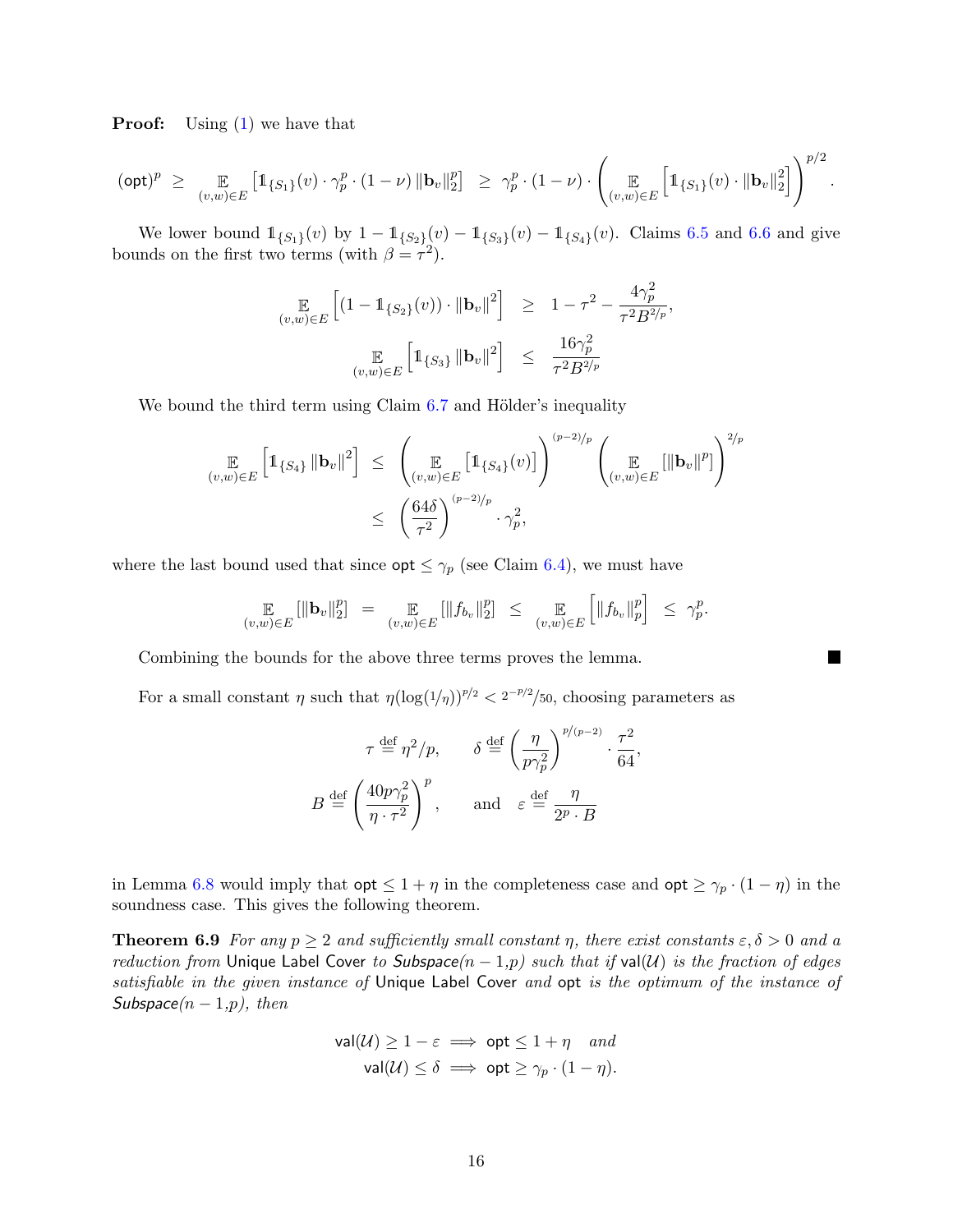**Proof:** Using (1) we have that

$$(\mathsf{opt})^p \;\geq\; \mathop{\mathbb{E}}_{(v,w)\in E}\left[\mathbb{1}_{\{S_1\}}(v)\cdot\gamma_p^p\cdot(1-\nu)\,\|\mathbf{b}_v\|_2^p\right] \;\geq\; \gamma_p^p\cdot(1-\nu)\cdot\left(\mathop{\mathbb{E}}_{(v,w)\in E}\left[\mathbb{1}_{\{S_1\}}(v)\cdot\|\mathbf{b}_v\|_2^2\right]\right)^{p/2}.$$

We lower bound $\mathbb{1}_{\{S_1\}}(v)$ by $1-\mathbb{1}_{\{S_2\}}(v)-\mathbb{1}_{\{S_3\}}(v)-\mathbb{1}_{\{S_4\}}(v)$. Claims 6.5 and 6.6 and give bounds on the first two terms (with $\beta=\tau^2$).

$$\mathop{\mathbb{E}}_{(v,w)\in E}\left[(1-\mathbb{1}_{\{S_2\}}(v))\cdot\|\mathbf{b}_v\|^2\right] \;\geq\; 1-\tau^2-\frac{4\gamma_p^2}{\tau^2B^{2/p}},$$

$$\mathop{\mathbb{E}}_{(v,w)\in E}\left[\mathbb{1}_{\{S_3\}}\|\mathbf{b}_v\|^2\right] \;\leq\; \frac{16\gamma_p^2}{\tau^2B^{2/p}}$$

We bound the third term using Claim 6.7 and Hölder's inequality

$$\begin{aligned}\mathop{\mathbb{E}}_{(v,w)\in E}\left[\mathbb{1}_{\{S_4\}}\|\mathbf{b}_v\|^2\right] \;&\leq\; \left(\mathop{\mathbb{E}}_{(v,w)\in E}\left[\mathbb{1}_{\{S_4\}}(v)\right]\right)^{(p-2)/p}\left(\mathop{\mathbb{E}}_{(v,w)\in E}\left[\|\mathbf{b}_v\|^p\right]\right)^{2/p}\\ &\leq\; \left(\frac{64\delta}{\tau^2}\right)^{(p-2)/p}\cdot\gamma_p^2,\end{aligned}$$

where the last bound used that since $\mathsf{opt}\leq\gamma_p$ (see Claim 6.4), we must have

$$\mathop{\mathbb{E}}_{(v,w)\in E}\left[\|\mathbf{b}_v\|_2^p\right] \;=\; \mathop{\mathbb{E}}_{(v,w)\in E}\left[\|f_{b_v}\|_2^p\right] \;\leq\; \mathop{\mathbb{E}}_{(v,w)\in E}\left[\|f_{b_v}\|_p^p\right] \;\leq\; \gamma_p^p.$$

Combining the bounds for the above three terms proves the lemma. ■

For a small constant $\eta$ such that $\eta(\log(1/\eta))^{p/2}<2^{-p/2}/50$, choosing parameters as

$$\tau \stackrel{\text{def}}{=} \eta^2/p, \qquad \delta \stackrel{\text{def}}{=} \left(\frac{\eta}{p\gamma_p^2}\right)^{p/(p-2)}\cdot\frac{\tau^2}{64},$$

$$B \stackrel{\text{def}}{=} \left(\frac{40p\gamma_p^2}{\eta\cdot\tau^2}\right)^p, \qquad \text{and} \quad \varepsilon \stackrel{\text{def}}{=} \frac{\eta}{2^p\cdot B}$$

in Lemma 6.8 would imply that $\mathsf{opt}\leq 1+\eta$ in the completeness case and $\mathsf{opt}\geq\gamma_p\cdot(1-\eta)$ in the soundness case. This gives the following theorem.

**Theorem 6.9** *For any $p\geq 2$ and sufficiently small constant $\eta$, there exist constants $\varepsilon,\delta>0$ and a reduction from* Unique Label Cover *to* Subspace$(n-1,p)$ *such that if* $\mathsf{val}(\mathcal{U})$ *is the fraction of edges satisfiable in the given instance of* Unique Label Cover *and* $\mathsf{opt}$ *is the optimum of the instance of* Subspace$(n-1,p)$*, then*

$$\begin{aligned}\mathsf{val}(\mathcal{U})\geq 1-\varepsilon &\implies \mathsf{opt}\leq 1+\eta \quad \textit{and}\\ \mathsf{val}(\mathcal{U})\leq\delta &\implies \mathsf{opt}\geq\gamma_p\cdot(1-\eta).\end{aligned}$$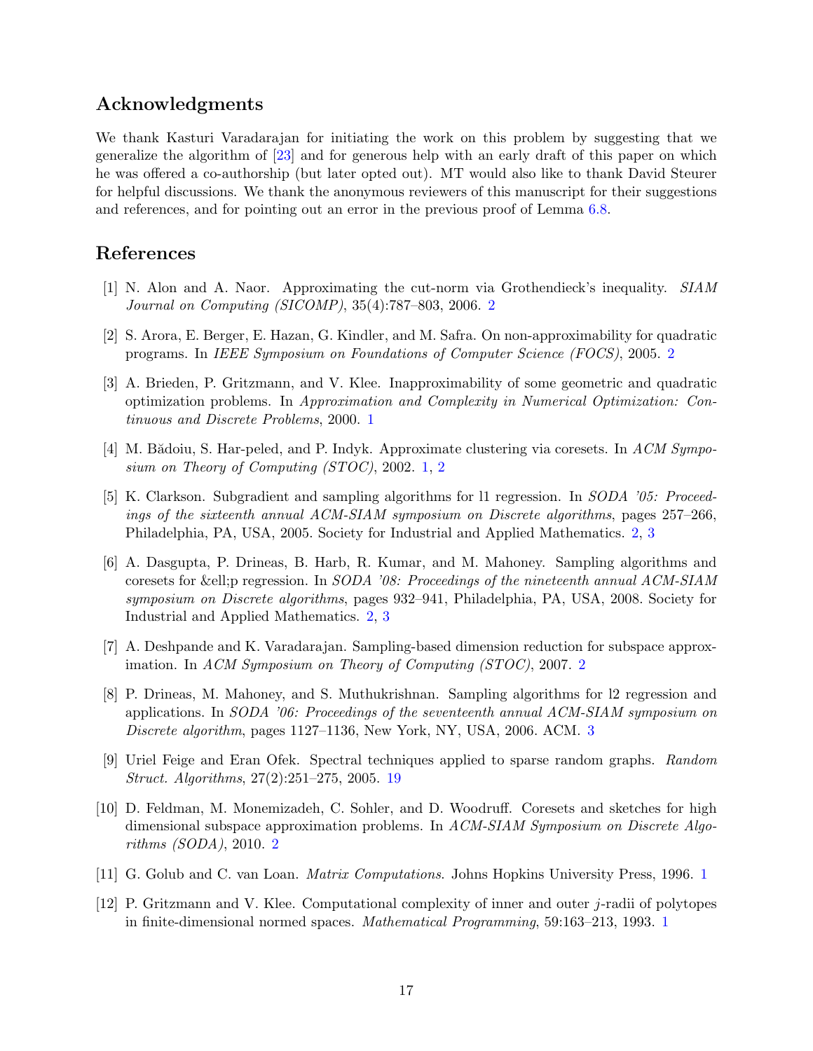## Acknowledgments

We thank Kasturi Varadarajan for initiating the work on this problem by suggesting that we generalize the algorithm of [23] and for generous help with an early draft of this paper on which he was offered a co-authorship (but later opted out). MT would also like to thank David Steurer for helpful discussions. We thank the anonymous reviewers of this manuscript for their suggestions and references, and for pointing out an error in the previous proof of Lemma 6.8.

## References

[1] N. Alon and A. Naor. Approximating the cut-norm via Grothendieck's inequality. *SIAM Journal on Computing (SICOMP)*, 35(4):787–803, 2006. 2

[2] S. Arora, E. Berger, E. Hazan, G. Kindler, and M. Safra. On non-approximability for quadratic programs. In *IEEE Symposium on Foundations of Computer Science (FOCS)*, 2005. 2

[3] A. Brieden, P. Gritzmann, and V. Klee. Inapproximability of some geometric and quadratic optimization problems. In *Approximation and Complexity in Numerical Optimization: Continuous and Discrete Problems*, 2000. 1

[4] M. Bădoiu, S. Har-peled, and P. Indyk. Approximate clustering via coresets. In *ACM Symposium on Theory of Computing (STOC)*, 2002. 1, 2

[5] K. Clarkson. Subgradient and sampling algorithms for l1 regression. In *SODA '05: Proceedings of the sixteenth annual ACM-SIAM symposium on Discrete algorithms*, pages 257–266, Philadelphia, PA, USA, 2005. Society for Industrial and Applied Mathematics. 2, 3

[6] A. Dasgupta, P. Drineas, B. Harb, R. Kumar, and M. Mahoney. Sampling algorithms and coresets for &ell;p regression. In *SODA '08: Proceedings of the nineteenth annual ACM-SIAM symposium on Discrete algorithms*, pages 932–941, Philadelphia, PA, USA, 2008. Society for Industrial and Applied Mathematics. 2, 3

[7] A. Deshpande and K. Varadarajan. Sampling-based dimension reduction for subspace approximation. In *ACM Symposium on Theory of Computing (STOC)*, 2007. 2

[8] P. Drineas, M. Mahoney, and S. Muthukrishnan. Sampling algorithms for l2 regression and applications. In *SODA '06: Proceedings of the seventeenth annual ACM-SIAM symposium on Discrete algorithm*, pages 1127–1136, New York, NY, USA, 2006. ACM. 3

[9] Uriel Feige and Eran Ofek. Spectral techniques applied to sparse random graphs. *Random Struct. Algorithms*, 27(2):251–275, 2005. 19

[10] D. Feldman, M. Monemizadeh, C. Sohler, and D. Woodruff. Coresets and sketches for high dimensional subspace approximation problems. In *ACM-SIAM Symposium on Discrete Algorithms (SODA)*, 2010. 2

[11] G. Golub and C. van Loan. *Matrix Computations*. Johns Hopkins University Press, 1996. 1

[12] P. Gritzmann and V. Klee. Computational complexity of inner and outer $j$-radii of polytopes in finite-dimensional normed spaces. *Mathematical Programming*, 59:163–213, 1993. 1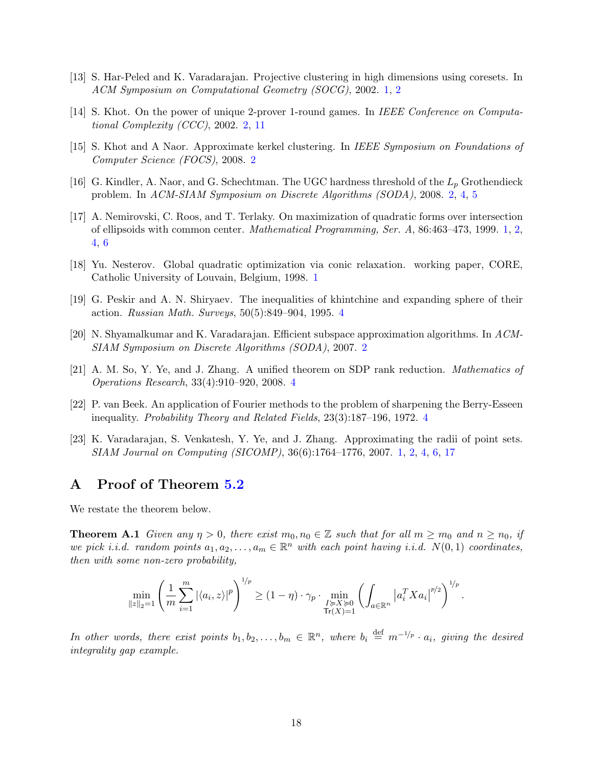[13] S. Har-Peled and K. Varadarajan. Projective clustering in high dimensions using coresets. In *ACM Symposium on Computational Geometry (SOCG)*, 2002. 1, 2

[14] S. Khot. On the power of unique 2-prover 1-round games. In *IEEE Conference on Computational Complexity (CCC)*, 2002. 2, 11

[15] S. Khot and A Naor. Approximate kerkel clustering. In *IEEE Symposium on Foundations of Computer Science (FOCS)*, 2008. 2

[16] G. Kindler, A. Naor, and G. Schechtman. The UGC hardness threshold of the $L_p$ Grothendieck problem. In *ACM-SIAM Symposium on Discrete Algorithms (SODA)*, 2008. 2, 4, 5

[17] A. Nemirovski, C. Roos, and T. Terlaky. On maximization of quadratic forms over intersection of ellipsoids with common center. *Mathematical Programming, Ser. A*, 86:463–473, 1999. 1, 2, 4, 6

[18] Yu. Nesterov. Global quadratic optimization via conic relaxation. working paper, CORE, Catholic University of Louvain, Belgium, 1998. 1

[19] G. Peskir and A. N. Shiryaev. The inequalities of khintchine and expanding sphere of their action. *Russian Math. Surveys*, 50(5):849–904, 1995. 4

[20] N. Shyamalkumar and K. Varadarajan. Efficient subspace approximation algorithms. In *ACM-SIAM Symposium on Discrete Algorithms (SODA)*, 2007. 2

[21] A. M. So, Y. Ye, and J. Zhang. A unified theorem on SDP rank reduction. *Mathematics of Operations Research*, 33(4):910–920, 2008. 4

[22] P. van Beek. An application of Fourier methods to the problem of sharpening the Berry-Esseen inequality. *Probability Theory and Related Fields*, 23(3):187–196, 1972. 4

[23] K. Varadarajan, S. Venkatesh, Y. Ye, and J. Zhang. Approximating the radii of point sets. *SIAM Journal on Computing (SICOMP)*, 36(6):1764–1776, 2007. 1, 2, 4, 6, 17

## A Proof of Theorem 5.2

We restate the theorem below.

**Theorem A.1** *Given any $\eta > 0$, there exist $m_0, n_0 \in \mathbb{Z}$ such that for all $m \geq m_0$ and $n \geq n_0$, if we pick i.i.d. random points $a_1, a_2, \ldots, a_m \in \mathbb{R}^n$ with each point having i.i.d. $N(0,1)$ coordinates, then with some non-zero probability,*

$$\min_{\|z\|_2=1} \left( \frac{1}{m} \sum_{i=1}^{m} |\langle a_i, z \rangle|^p \right)^{1/p} \geq (1-\eta) \cdot \gamma_p \cdot \min_{\substack{I \succcurlyeq X \succcurlyeq 0 \\ \mathsf{Tr}(X)=1}} \left( \int_{a \in \mathbb{R}^n} \left| a_i^T X a_i \right|^{p/2} \right)^{1/p}.$$

*In other words, there exist points $b_1, b_2, \ldots, b_m \in \mathbb{R}^n$, where $b_i \stackrel{\text{def}}{=} m^{-1/p} \cdot a_i$, giving the desired integrality gap example.*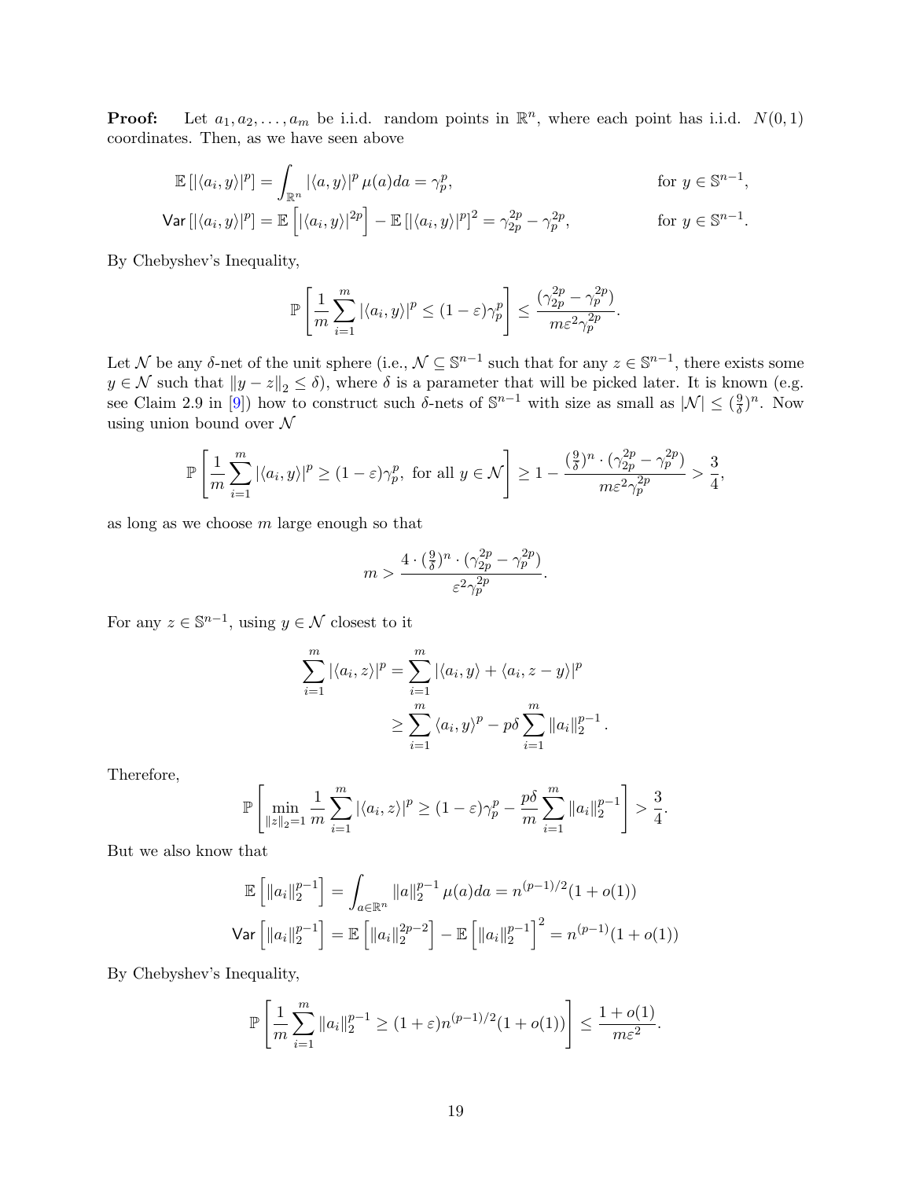**Proof:** Let $a_1, a_2, \ldots, a_m$ be i.i.d. random points in $\mathbb{R}^n$, where each point has i.i.d. $N(0,1)$ coordinates. Then, as we have seen above

$$
\begin{aligned}
\mathbb{E}\left[|\langle a_i, y\rangle|^p\right] &= \int_{\mathbb{R}^n} |\langle a, y\rangle|^p \, \mu(a) da = \gamma_p^p, && \text{for } y \in \mathbb{S}^{n-1}, \\
\mathsf{Var}\left[|\langle a_i, y\rangle|^p\right] &= \mathbb{E}\left[|\langle a_i, y\rangle|^{2p}\right] - \mathbb{E}\left[|\langle a_i, y\rangle|^p\right]^2 = \gamma_{2p}^{2p} - \gamma_p^{2p}, && \text{for } y \in \mathbb{S}^{n-1}.
\end{aligned}
$$

By Chebyshev's Inequality,

$$
\mathbb{P}\left[\frac{1}{m}\sum_{i=1}^m |\langle a_i, y\rangle|^p \leq (1-\varepsilon)\gamma_p^p\right] \leq \frac{(\gamma_{2p}^{2p} - \gamma_p^{2p})}{m\varepsilon^2\gamma_p^{2p}}.
$$

Let $\mathcal{N}$ be any $\delta$-net of the unit sphere (i.e., $\mathcal{N} \subseteq \mathbb{S}^{n-1}$ such that for any $z \in \mathbb{S}^{n-1}$, there exists some $y \in \mathcal{N}$ such that $\|y - z\|_2 \leq \delta$), where $\delta$ is a parameter that will be picked later. It is known (e.g. see Claim 2.9 in [9]) how to construct such $\delta$-nets of $\mathbb{S}^{n-1}$ with size as small as $|\mathcal{N}| \leq (\frac{9}{\delta})^n$. Now using union bound over $\mathcal{N}$

$$
\mathbb{P}\left[\frac{1}{m}\sum_{i=1}^m |\langle a_i, y\rangle|^p \geq (1-\varepsilon)\gamma_p^p, \text{ for all } y \in \mathcal{N}\right] \geq 1 - \frac{(\frac{9}{\delta})^n \cdot (\gamma_{2p}^{2p} - \gamma_p^{2p})}{m\varepsilon^2\gamma_p^{2p}} > \frac{3}{4},
$$

as long as we choose $m$ large enough so that

$$
m > \frac{4 \cdot (\frac{9}{\delta})^n \cdot (\gamma_{2p}^{2p} - \gamma_p^{2p})}{\varepsilon^2\gamma_p^{2p}}.
$$

For any $z \in \mathbb{S}^{n-1}$, using $y \in \mathcal{N}$ closest to it

$$
\begin{aligned}
\sum_{i=1}^m |\langle a_i, z\rangle|^p &= \sum_{i=1}^m |\langle a_i, y\rangle + \langle a_i, z - y\rangle|^p \\
&\geq \sum_{i=1}^m \langle a_i, y\rangle^p - p\delta \sum_{i=1}^m \|a_i\|_2^{p-1}.
\end{aligned}
$$

Therefore,

$$
\mathbb{P}\left[\min_{\|z\|_2 = 1} \frac{1}{m}\sum_{i=1}^m |\langle a_i, z\rangle|^p \geq (1-\varepsilon)\gamma_p^p - \frac{p\delta}{m}\sum_{i=1}^m \|a_i\|_2^{p-1}\right] > \frac{3}{4}.
$$

But we also know that

$$
\begin{aligned}
\mathbb{E}\left[\|a_i\|_2^{p-1}\right] &= \int_{a \in \mathbb{R}^n} \|a\|_2^{p-1} \mu(a) da = n^{(p-1)/2}(1 + o(1)) \\
\mathsf{Var}\left[\|a_i\|_2^{p-1}\right] &= \mathbb{E}\left[\|a_i\|_2^{2p-2}\right] - \mathbb{E}\left[\|a_i\|_2^{p-1}\right]^2 = n^{(p-1)}(1 + o(1))
\end{aligned}
$$

By Chebyshev's Inequality,

$$
\mathbb{P}\left[\frac{1}{m}\sum_{i=1}^m \|a_i\|_2^{p-1} \geq (1+\varepsilon)n^{(p-1)/2}(1 + o(1))\right] \leq \frac{1 + o(1)}{m\varepsilon^2}.
$$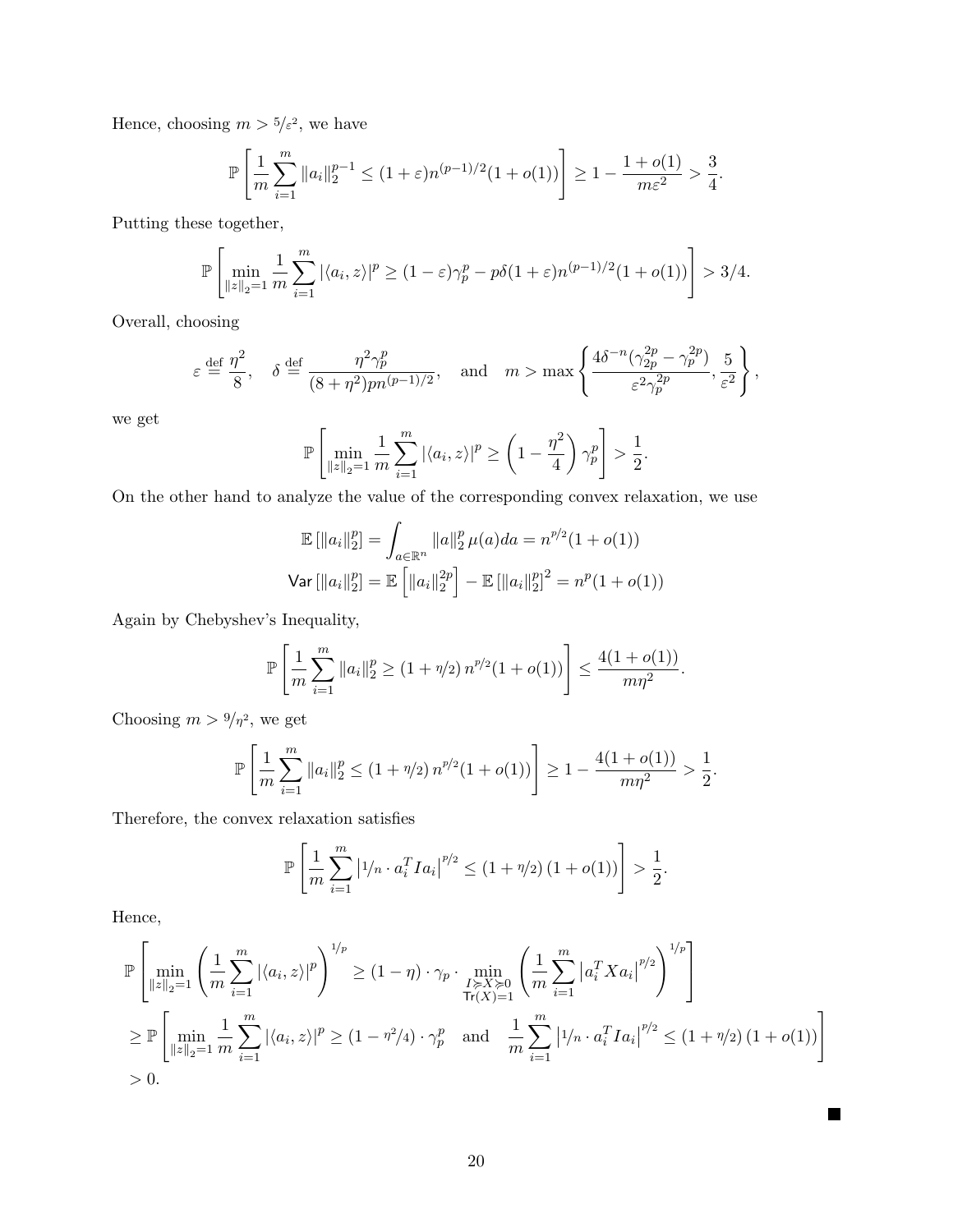Hence, choosing $m > 5/\varepsilon^2$, we have

$$\mathbb{P}\left[\frac{1}{m}\sum_{i=1}^{m}\|a_i\|_2^{p-1} \le (1+\varepsilon)n^{(p-1)/2}(1+o(1))\right] \ge 1 - \frac{1+o(1)}{m\varepsilon^2} > \frac{3}{4}.$$

Putting these together,

$$\mathbb{P}\left[\min_{\|z\|_2=1}\frac{1}{m}\sum_{i=1}^{m}|\langle a_i, z\rangle|^p \ge (1-\varepsilon)\gamma_p^p - p\delta(1+\varepsilon)n^{(p-1)/2}(1+o(1))\right] > 3/4.$$

Overall, choosing

$$\varepsilon \overset{\text{def}}{=} \frac{\eta^2}{8}, \quad \delta \overset{\text{def}}{=} \frac{\eta^2\gamma_p^p}{(8+\eta^2)pn^{(p-1)/2}}, \quad \text{and} \quad m > \max\left\{\frac{4\delta^{-n}(\gamma_{2p}^{2p} - \gamma_p^{2p})}{\varepsilon^2\gamma_p^{2p}}, \frac{5}{\varepsilon^2}\right\},$$

we get

$$\mathbb{P}\left[\min_{\|z\|_2=1}\frac{1}{m}\sum_{i=1}^{m}|\langle a_i, z\rangle|^p \ge \left(1 - \frac{\eta^2}{4}\right)\gamma_p^p\right] > \frac{1}{2}.$$

On the other hand to analyze the value of the corresponding convex relaxation, we use

$$\mathbb{E}\left[\|a_i\|_2^p\right] = \int_{a\in\mathbb{R}^n}\|a\|_2^p\,\mu(a)da = n^{p/2}(1+o(1))$$
$$\mathsf{Var}\left[\|a_i\|_2^p\right] = \mathbb{E}\left[\|a_i\|_2^{2p}\right] - \mathbb{E}\left[\|a_i\|_2^p\right]^2 = n^p(1+o(1))$$

Again by Chebyshev's Inequality,

$$\mathbb{P}\left[\frac{1}{m}\sum_{i=1}^{m}\|a_i\|_2^p \ge (1+\eta/2)\,n^{p/2}(1+o(1))\right] \le \frac{4(1+o(1))}{m\eta^2}.$$

Choosing $m > 9/\eta^2$, we get

$$\mathbb{P}\left[\frac{1}{m}\sum_{i=1}^{m}\|a_i\|_2^p \le (1+\eta/2)\,n^{p/2}(1+o(1))\right] \ge 1 - \frac{4(1+o(1))}{m\eta^2} > \frac{1}{2}.$$

Therefore, the convex relaxation satisfies

$$\mathbb{P}\left[\frac{1}{m}\sum_{i=1}^{m}\left|1/n\cdot a_i^T I a_i\right|^{p/2} \le (1+\eta/2)\,(1+o(1))\right] > \frac{1}{2}.$$

Hence,

$$\begin{aligned}
&\mathbb{P}\left[\min_{\|z\|_2=1}\left(\frac{1}{m}\sum_{i=1}^{m}|\langle a_i, z\rangle|^p\right)^{1/p} \ge (1-\eta)\cdot\gamma_p\cdot\min_{\substack{I\succcurlyeq X\succcurlyeq 0\\ \mathsf{Tr}(X)=1}}\left(\frac{1}{m}\sum_{i=1}^{m}\left|a_i^T X a_i\right|^{p/2}\right)^{1/p}\right]\\
&\ge \mathbb{P}\left[\min_{\|z\|_2=1}\frac{1}{m}\sum_{i=1}^{m}|\langle a_i, z\rangle|^p \ge (1-\eta^2/4)\cdot\gamma_p^p \quad \text{and} \quad \frac{1}{m}\sum_{i=1}^{m}\left|1/n\cdot a_i^T I a_i\right|^{p/2} \le (1+\eta/2)\,(1+o(1))\right]\\
&> 0.
\end{aligned}$$

■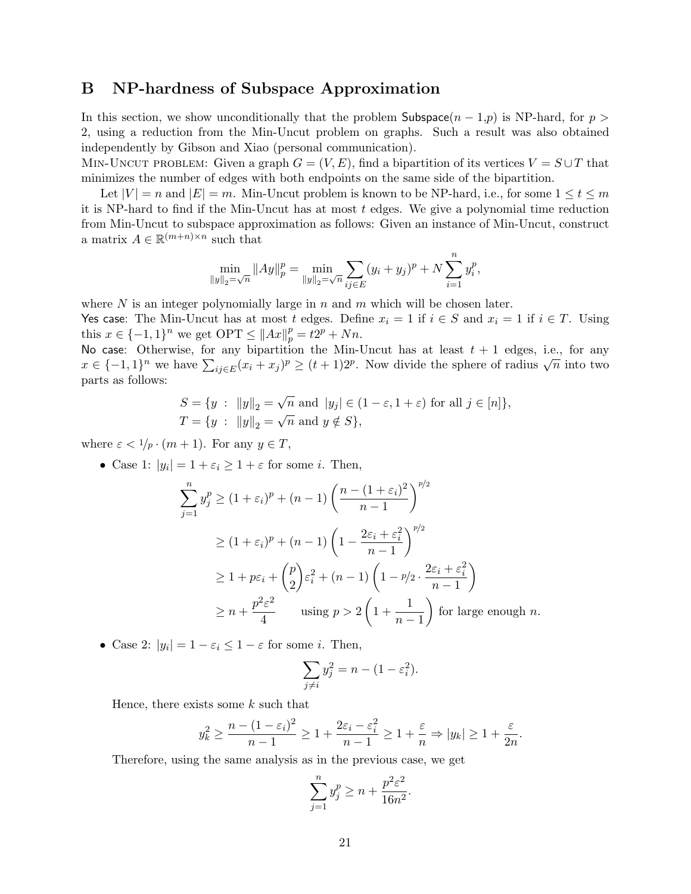## B NP-hardness of Subspace Approximation

In this section, we show unconditionally that the problem $\mathsf{Subspace}(n-1,p)$ is NP-hard, for $p > 2$, using a reduction from the Min-Uncut problem on graphs. Such a result was also obtained independently by Gibson and Xiao (personal communication).

Min-Uncut problem: Given a graph $G = (V, E)$, find a bipartition of its vertices $V = S \cup T$ that minimizes the number of edges with both endpoints on the same side of the bipartition.

Let $|V| = n$ and $|E| = m$. Min-Uncut problem is known to be NP-hard, i.e., for some $1 \leq t \leq m$ it is NP-hard to find if the Min-Uncut has at most $t$ edges. We give a polynomial time reduction from Min-Uncut to subspace approximation as follows: Given an instance of Min-Uncut, construct a matrix $A \in \mathbb{R}^{(m+n)\times n}$ such that

$$\min_{\|y\|_2 = \sqrt{n}} \|Ay\|_p^p = \min_{\|y\|_2 = \sqrt{n}} \sum_{ij \in E} (y_i + y_j)^p + N \sum_{i=1}^{n} y_i^p,$$

where $N$ is an integer polynomially large in $n$ and $m$ which will be chosen later.

Yes case: The Min-Uncut has at most $t$ edges. Define $x_i = 1$ if $i \in S$ and $x_i = 1$ if $i \in T$. Using this $x \in \{-1, 1\}^n$ we get $\text{OPT} \leq \|Ax\|_p^p = t2^p + Nn$.

No case: Otherwise, for any bipartition the Min-Uncut has at least $t+1$ edges, i.e., for any $x \in \{-1, 1\}^n$ we have $\sum_{ij \in E} (x_i + x_j)^p \geq (t+1)2^p$. Now divide the sphere of radius $\sqrt{n}$ into two parts as follows:

$$S = \{y \ : \ \|y\|_2 = \sqrt{n} \text{ and } |y_j| \in (1-\varepsilon, 1+\varepsilon) \text{ for all } j \in [n]\},$$
$$T = \{y \ : \ \|y\|_2 = \sqrt{n} \text{ and } y \notin S\},$$

where $\varepsilon < 1/p \cdot (m+1)$. For any $y \in T$,

- Case 1: $|y_i| = 1 + \varepsilon_i \geq 1 + \varepsilon$ for some $i$. Then,

$$\begin{aligned}
\sum_{j=1}^{n} y_j^p &\geq (1+\varepsilon_i)^p + (n-1)\left(\frac{n - (1+\varepsilon_i)^2}{n-1}\right)^{p/2} \\
&\geq (1+\varepsilon_i)^p + (n-1)\left(1 - \frac{2\varepsilon_i + \varepsilon_i^2}{n-1}\right)^{p/2} \\
&\geq 1 + p\varepsilon_i + \binom{p}{2}\varepsilon_i^2 + (n-1)\left(1 - p/2 \cdot \frac{2\varepsilon_i + \varepsilon_i^2}{n-1}\right) \\
&\geq n + \frac{p^2\varepsilon^2}{4} \qquad \text{using } p > 2\left(1 + \frac{1}{n-1}\right) \text{ for large enough } n.
\end{aligned}$$

- Case 2: $|y_i| = 1 - \varepsilon_i \leq 1 - \varepsilon$ for some $i$. Then,

$$\sum_{j \neq i} y_j^2 = n - (1 - \varepsilon_i^2).$$

  Hence, there exists some $k$ such that

$$y_k^2 \geq \frac{n - (1-\varepsilon_i)^2}{n-1} \geq 1 + \frac{2\varepsilon_i - \varepsilon_i^2}{n-1} \geq 1 + \frac{\varepsilon}{n} \Rightarrow |y_k| \geq 1 + \frac{\varepsilon}{2n}.$$

  Therefore, using the same analysis as in the previous case, we get

$$\sum_{j=1}^{n} y_j^p \geq n + \frac{p^2\varepsilon^2}{16n^2}.$$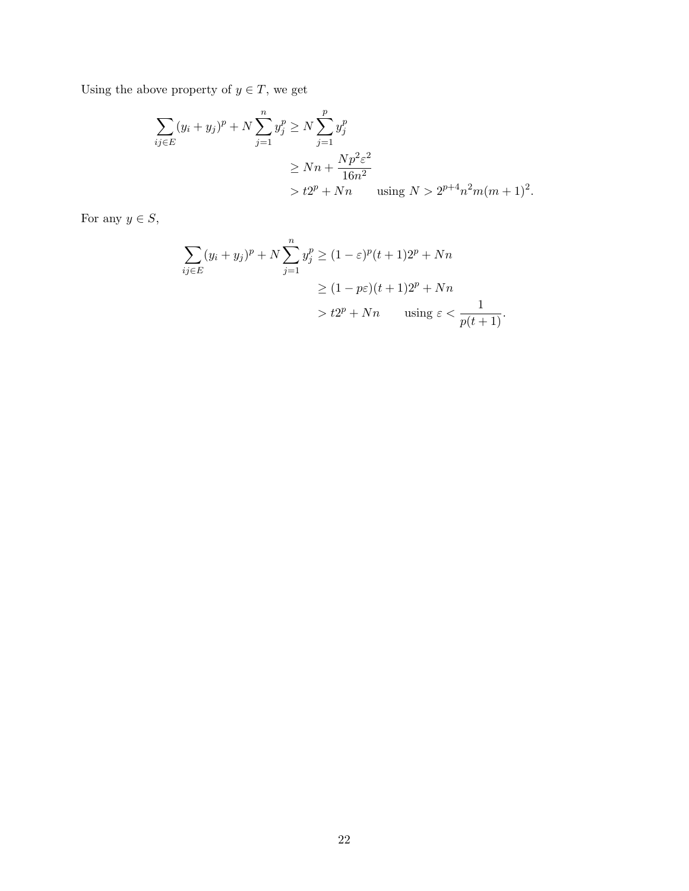Using the above property of $y \in T$, we get

$$
\begin{aligned}
\sum_{ij \in E} (y_i + y_j)^p + N \sum_{j=1}^{n} y_j^p &\geq N \sum_{j=1}^{p} y_j^p \\
&\geq Nn + \frac{Np^2\varepsilon^2}{16n^2} \\
&> t2^p + Nn \qquad \text{using } N > 2^{p+4}n^2m(m+1)^2.
\end{aligned}
$$

For any $y \in S$,

$$
\begin{aligned}
\sum_{ij \in E} (y_i + y_j)^p + N \sum_{j=1}^{n} y_j^p &\geq (1-\varepsilon)^p (t+1)2^p + Nn \\
&\geq (1 - p\varepsilon)(t+1)2^p + Nn \\
&> t2^p + Nn \qquad \text{using } \varepsilon < \frac{1}{p(t+1)}.
\end{aligned}
$$